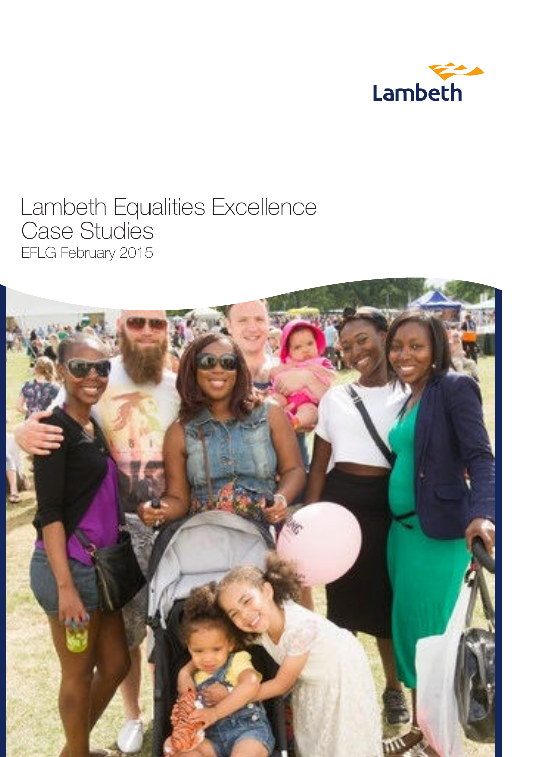Lambeth

# Lambeth Equalities Excellence Case Studies

EFLG February 2015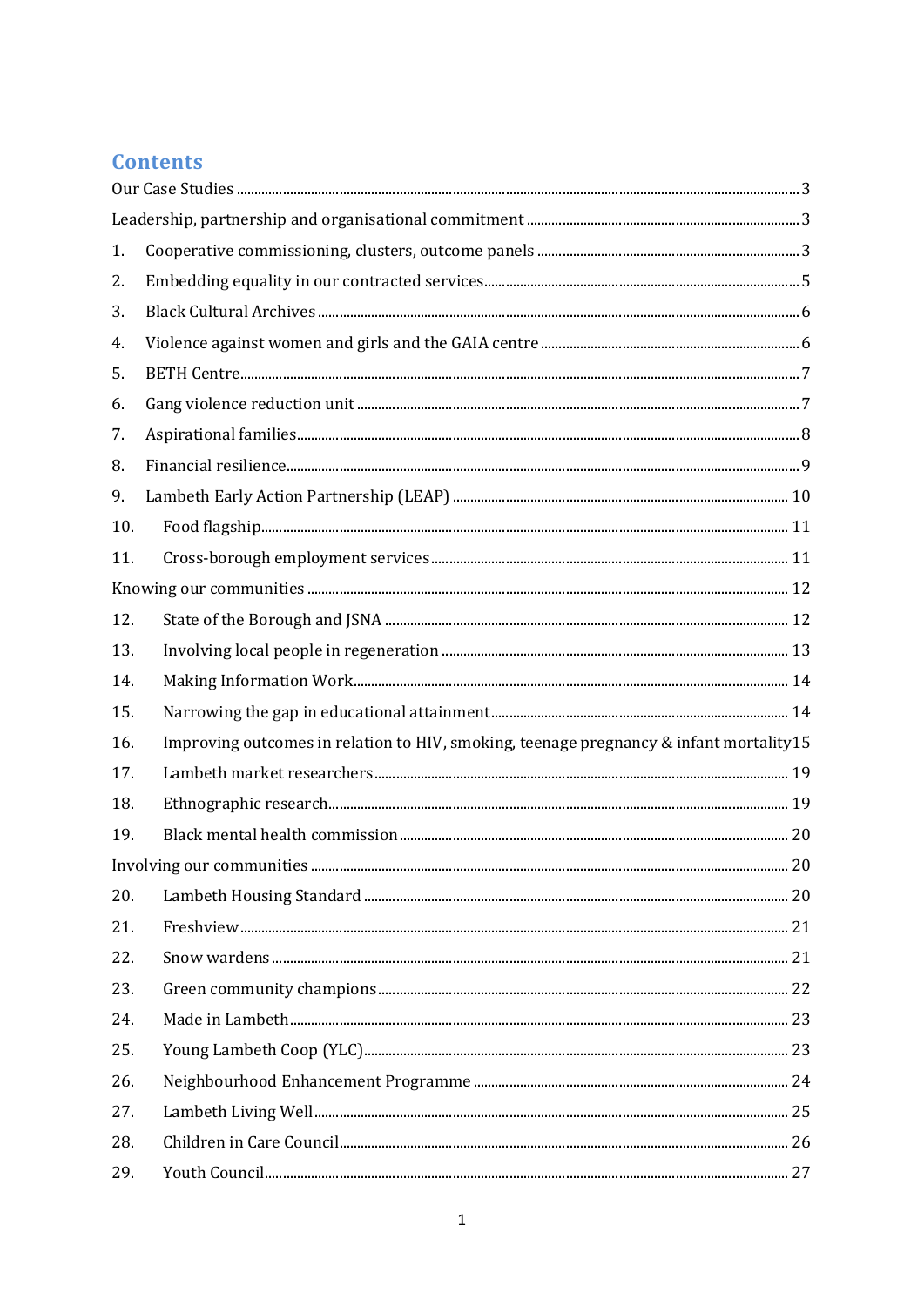## Contents

Our Case Studies ... 3

Leadership, partnership and organisational commitment ... 3

1. Cooperative commissioning, clusters, outcome panels ... 3
2. Embedding equality in our contracted services ... 5
3. Black Cultural Archives ... 6
4. Violence against women and girls and the GAIA centre ... 6
5. BETH Centre ... 7
6. Gang violence reduction unit ... 7
7. Aspirational families ... 8
8. Financial resilience ... 9
9. Lambeth Early Action Partnership (LEAP) ... 10
10. Food flagship ... 11
11. Cross-borough employment services ... 11

Knowing our communities ... 12

12. State of the Borough and JSNA ... 12
13. Involving local people in regeneration ... 13
14. Making Information Work ... 14
15. Narrowing the gap in educational attainment ... 14
16. Improving outcomes in relation to HIV, smoking, teenage pregnancy & infant mortality ... 15
17. Lambeth market researchers ... 19
18. Ethnographic research ... 19
19. Black mental health commission ... 20

Involving our communities ... 20

20. Lambeth Housing Standard ... 20
21. Freshview ... 21
22. Snow wardens ... 21
23. Green community champions ... 22
24. Made in Lambeth ... 23
25. Young Lambeth Coop (YLC) ... 23
26. Neighbourhood Enhancement Programme ... 24
27. Lambeth Living Well ... 25
28. Children in Care Council ... 26
29. Youth Council ... 27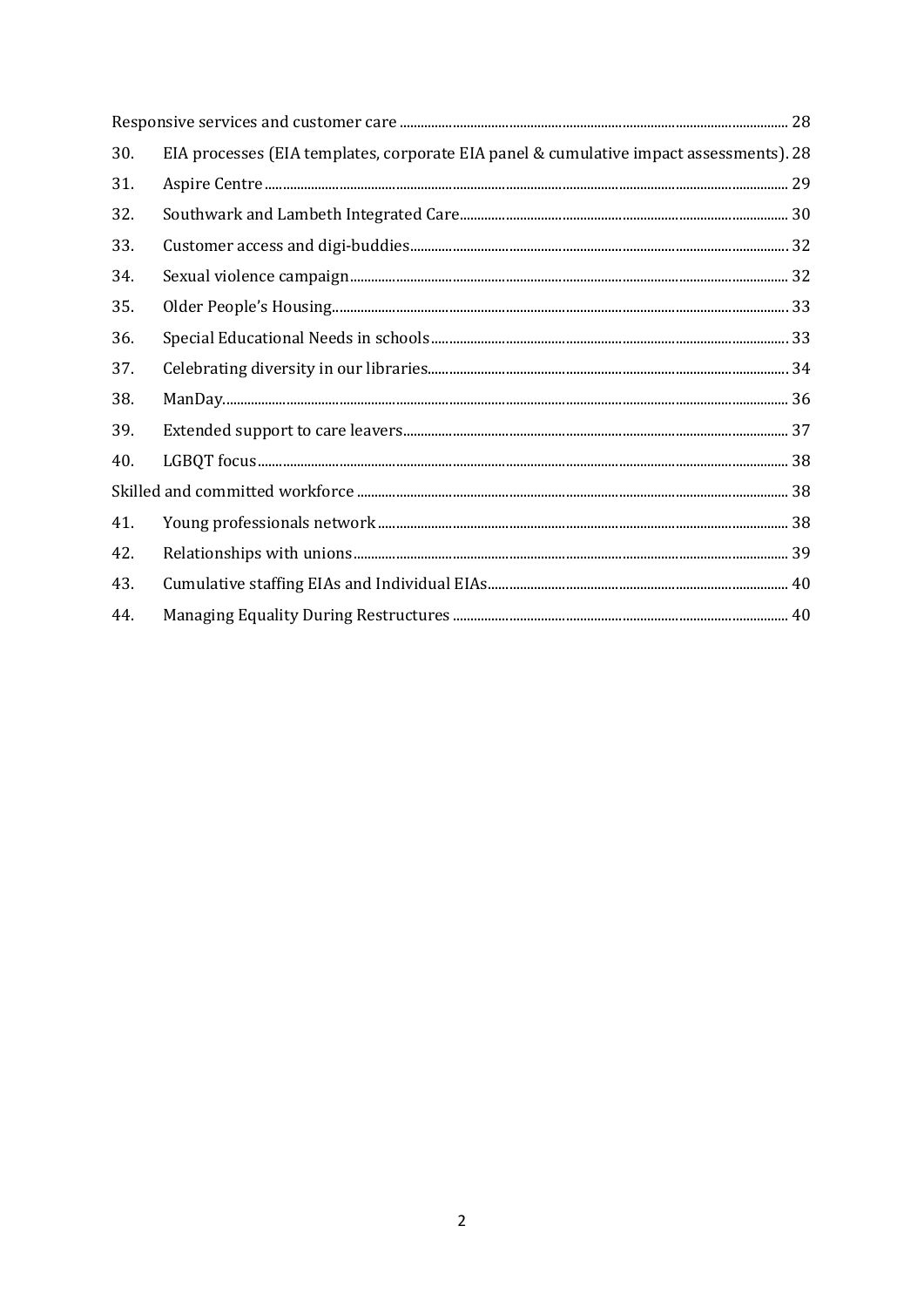Responsive services and customer care ........................................................................................................ 28

30. EIA processes (EIA templates, corporate EIA panel & cumulative impact assessments). 28

31. Aspire Centre ........................................................................................................................................ 29

32. Southwark and Lambeth Integrated Care.................................................................................... 30

33. Customer access and digi-buddies................................................................................................ 32

34. Sexual violence campaign................................................................................................................ 32

35. Older People's Housing..................................................................................................................... 33

36. Special Educational Needs in schools ........................................................................................... 33

37. Celebrating diversity in our libraries............................................................................................ 34

38. ManDay................................................................................................................................................ 36

39. Extended support to care leavers.................................................................................................. 37

40. LGBQT focus........................................................................................................................................ 38

Skilled and committed workforce ........................................................................................................ 38

41. Young professionals network ........................................................................................................ 38

42. Relationships with unions................................................................................................................ 39

43. Cumulative staffing EIAs and Individual EIAs............................................................................ 40

44. Managing Equality During Restructures ..................................................................................... 40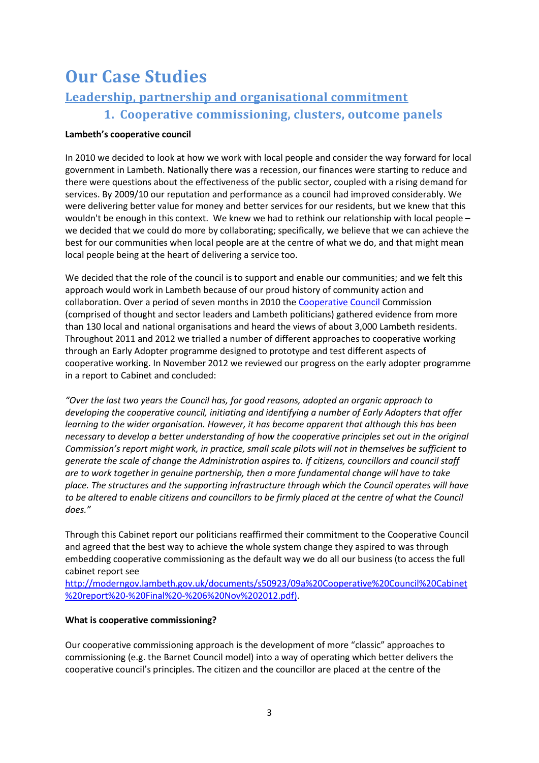# Our Case Studies

## Leadership, partnership and organisational commitment

### 1. Cooperative commissioning, clusters, outcome panels

**Lambeth's cooperative council**

In 2010 we decided to look at how we work with local people and consider the way forward for local government in Lambeth. Nationally there was a recession, our finances were starting to reduce and there were questions about the effectiveness of the public sector, coupled with a rising demand for services. By 2009/10 our reputation and performance as a council had improved considerably. We were delivering better value for money and better services for our residents, but we knew that this wouldn't be enough in this context. We knew we had to rethink our relationship with local people – we decided that we could do more by collaborating; specifically, we believe that we can achieve the best for our communities when local people are at the centre of what we do, and that might mean local people being at the heart of delivering a service too.

We decided that the role of the council is to support and enable our communities; and we felt this approach would work in Lambeth because of our proud history of community action and collaboration. Over a period of seven months in 2010 the Cooperative Council Commission (comprised of thought and sector leaders and Lambeth politicians) gathered evidence from more than 130 local and national organisations and heard the views of about 3,000 Lambeth residents. Throughout 2011 and 2012 we trialled a number of different approaches to cooperative working through an Early Adopter programme designed to prototype and test different aspects of cooperative working. In November 2012 we reviewed our progress on the early adopter programme in a report to Cabinet and concluded:

*"Over the last two years the Council has, for good reasons, adopted an organic approach to developing the cooperative council, initiating and identifying a number of Early Adopters that offer learning to the wider organisation. However, it has become apparent that although this has been necessary to develop a better understanding of how the cooperative principles set out in the original Commission's report might work, in practice, small scale pilots will not in themselves be sufficient to generate the scale of change the Administration aspires to. If citizens, councillors and council staff are to work together in genuine partnership, then a more fundamental change will have to take place. The structures and the supporting infrastructure through which the Council operates will have to be altered to enable citizens and councillors to be firmly placed at the centre of what the Council does."*

Through this Cabinet report our politicians reaffirmed their commitment to the Cooperative Council and agreed that the best way to achieve the whole system change they aspired to was through embedding cooperative commissioning as the default way we do all our business (to access the full cabinet report see http://moderngov.lambeth.gov.uk/documents/s50923/09a%20Cooperative%20Council%20Cabinet%20report%20-%20Final%20-%206%20Nov%202012.pdf).

**What is cooperative commissioning?**

Our cooperative commissioning approach is the development of more "classic" approaches to commissioning (e.g. the Barnet Council model) into a way of operating which better delivers the cooperative council's principles. The citizen and the councillor are placed at the centre of the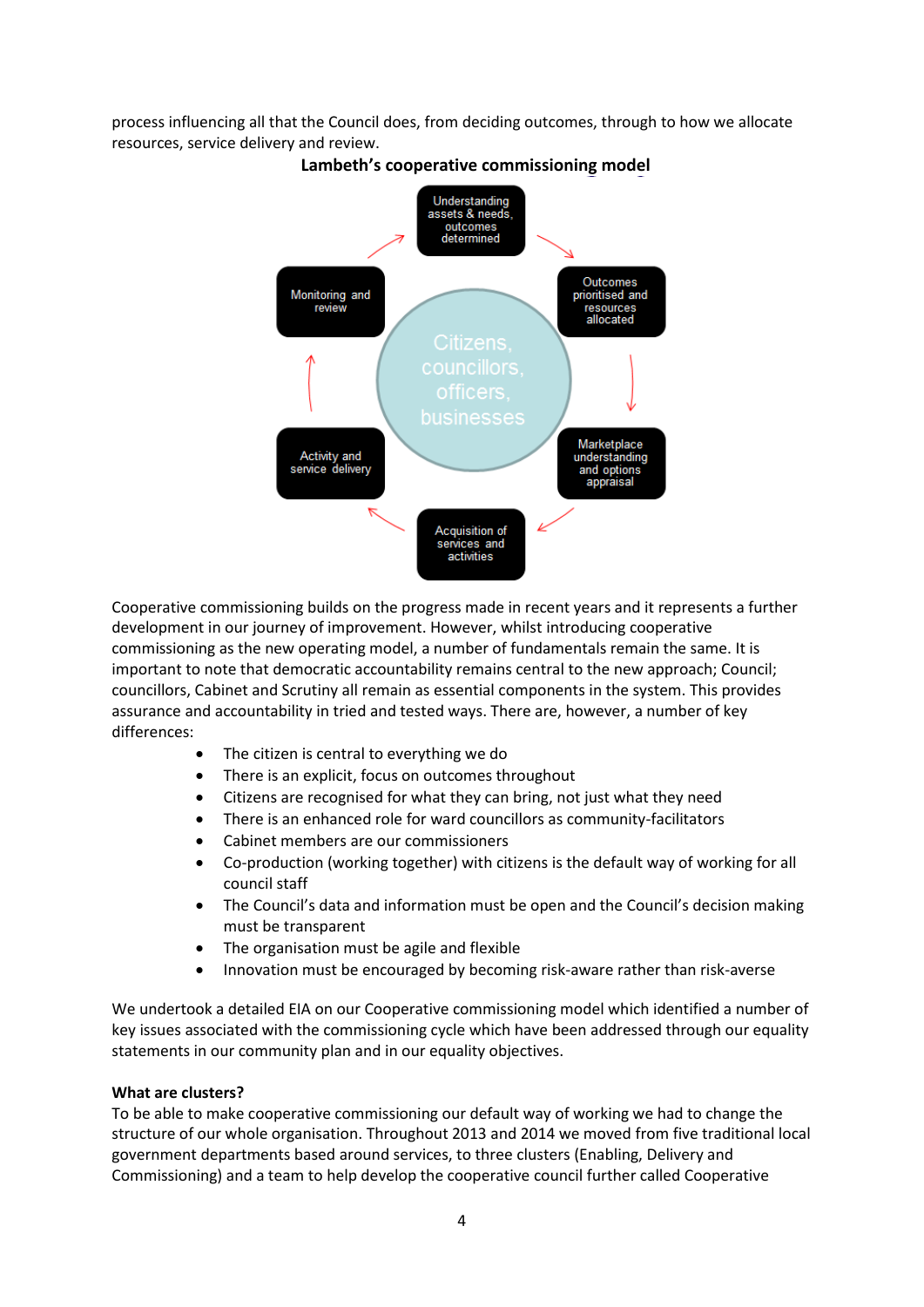process influencing all that the Council does, from deciding outcomes, through to how we allocate resources, service delivery and review.

**Lambeth's cooperative commissioning model**

Understanding assets & needs, outcomes determined

Outcomes prioritised and resources allocated

Marketplace understanding and options appraisal

Acquisition of services and activities

Activity and service delivery

Monitoring and review

Citizens, councillors, officers, businesses

Cooperative commissioning builds on the progress made in recent years and it represents a further development in our journey of improvement. However, whilst introducing cooperative commissioning as the new operating model, a number of fundamentals remain the same. It is important to note that democratic accountability remains central to the new approach; Council; councillors, Cabinet and Scrutiny all remain as essential components in the system. This provides assurance and accountability in tried and tested ways. There are, however, a number of key differences:

- The citizen is central to everything we do
- There is an explicit, focus on outcomes throughout
- Citizens are recognised for what they can bring, not just what they need
- There is an enhanced role for ward councillors as community-facilitators
- Cabinet members are our commissioners
- Co-production (working together) with citizens is the default way of working for all council staff
- The Council's data and information must be open and the Council's decision making must be transparent
- The organisation must be agile and flexible
- Innovation must be encouraged by becoming risk-aware rather than risk-averse

We undertook a detailed EIA on our Cooperative commissioning model which identified a number of key issues associated with the commissioning cycle which have been addressed through our equality statements in our community plan and in our equality objectives.

**What are clusters?**

To be able to make cooperative commissioning our default way of working we had to change the structure of our whole organisation. Throughout 2013 and 2014 we moved from five traditional local government departments based around services, to three clusters (Enabling, Delivery and Commissioning) and a team to help develop the cooperative council further called Cooperative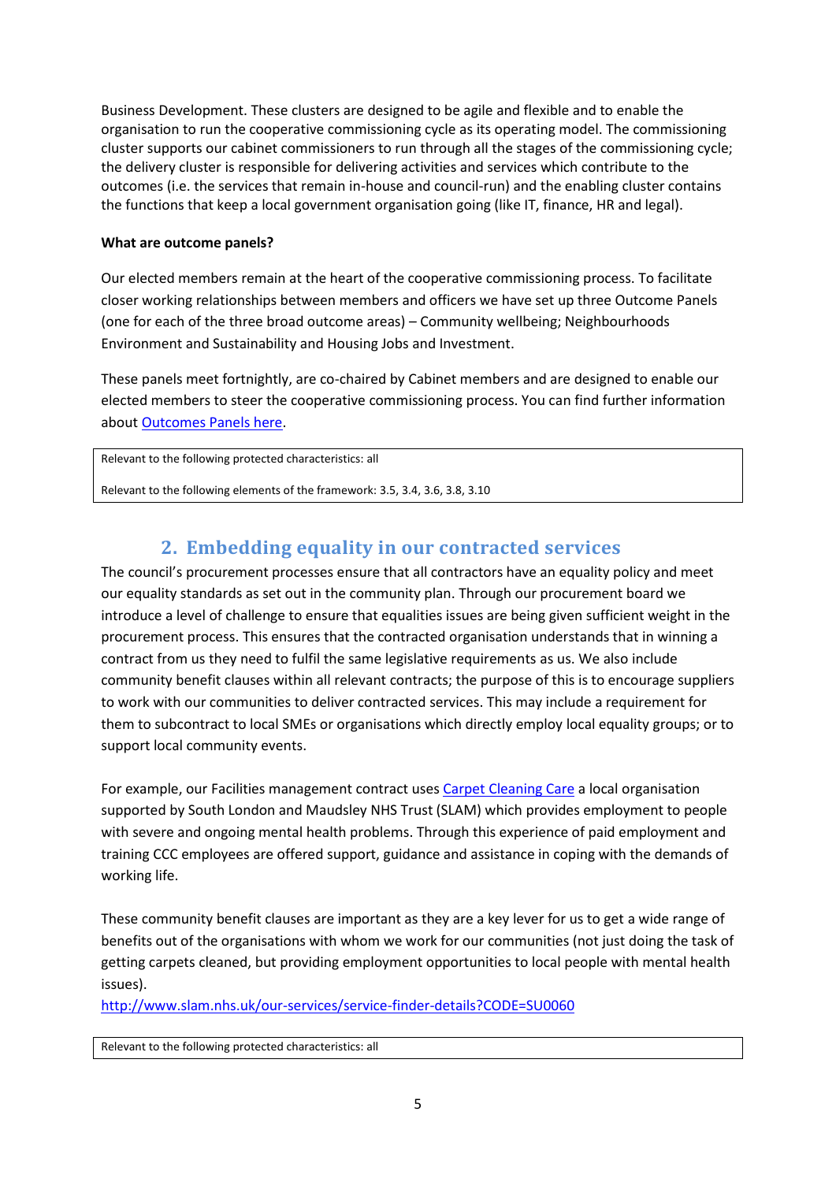Business Development. These clusters are designed to be agile and flexible and to enable the organisation to run the cooperative commissioning cycle as its operating model. The commissioning cluster supports our cabinet commissioners to run through all the stages of the commissioning cycle; the delivery cluster is responsible for delivering activities and services which contribute to the outcomes (i.e. the services that remain in-house and council-run) and the enabling cluster contains the functions that keep a local government organisation going (like IT, finance, HR and legal).

**What are outcome panels?**

Our elected members remain at the heart of the cooperative commissioning process. To facilitate closer working relationships between members and officers we have set up three Outcome Panels (one for each of the three broad outcome areas) – Community wellbeing; Neighbourhoods Environment and Sustainability and Housing Jobs and Investment.

These panels meet fortnightly, are co-chaired by Cabinet members and are designed to enable our elected members to steer the cooperative commissioning process. You can find further information about Outcomes Panels here.

> Relevant to the following protected characteristics: all
>
> Relevant to the following elements of the framework: 3.5, 3.4, 3.6, 3.8, 3.10

## 2. Embedding equality in our contracted services

The council's procurement processes ensure that all contractors have an equality policy and meet our equality standards as set out in the community plan. Through our procurement board we introduce a level of challenge to ensure that equalities issues are being given sufficient weight in the procurement process. This ensures that the contracted organisation understands that in winning a contract from us they need to fulfil the same legislative requirements as us. We also include community benefit clauses within all relevant contracts; the purpose of this is to encourage suppliers to work with our communities to deliver contracted services. This may include a requirement for them to subcontract to local SMEs or organisations which directly employ local equality groups; or to support local community events.

For example, our Facilities management contract uses Carpet Cleaning Care a local organisation supported by South London and Maudsley NHS Trust (SLAM) which provides employment to people with severe and ongoing mental health problems. Through this experience of paid employment and training CCC employees are offered support, guidance and assistance in coping with the demands of working life.

These community benefit clauses are important as they are a key lever for us to get a wide range of benefits out of the organisations with whom we work for our communities (not just doing the task of getting carpets cleaned, but providing employment opportunities to local people with mental health issues).
http://www.slam.nhs.uk/our-services/service-finder-details?CODE=SU0060

> Relevant to the following protected characteristics: all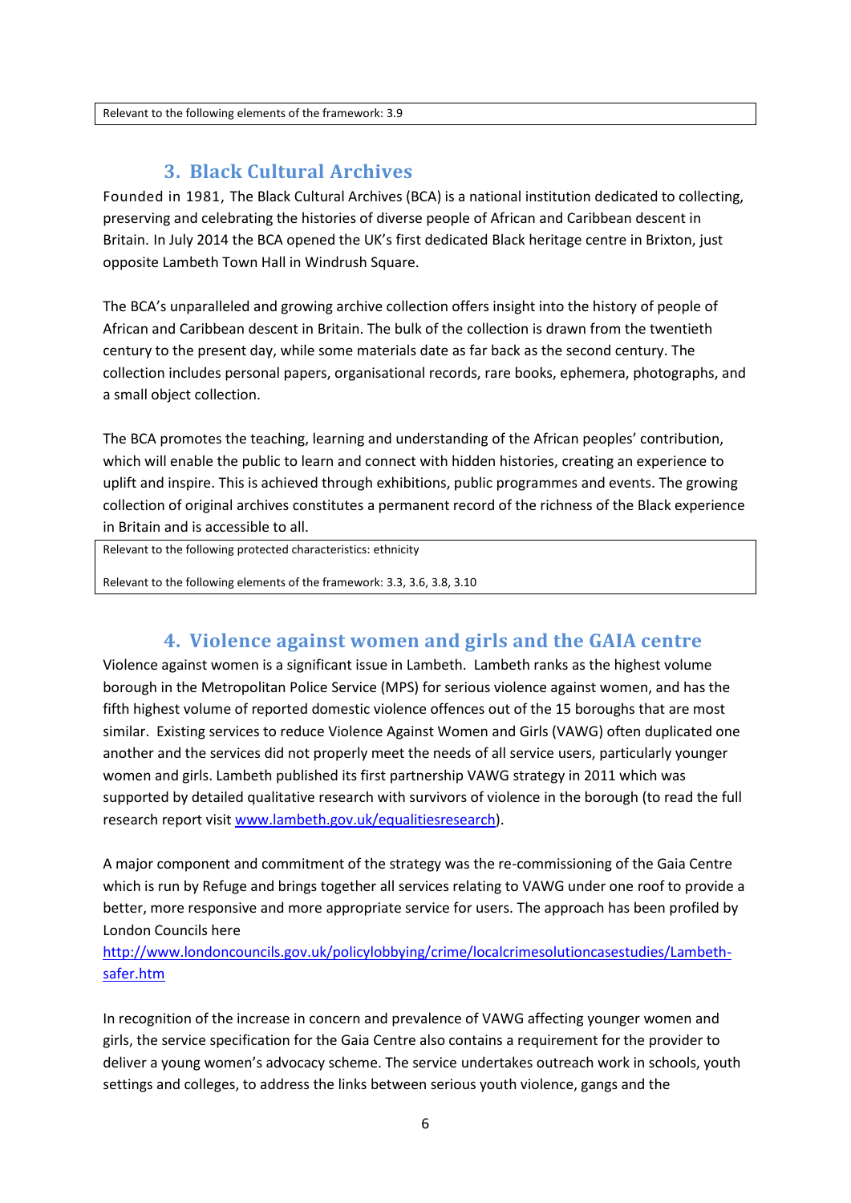Relevant to the following elements of the framework: 3.9

## 3. Black Cultural Archives

Founded in 1981, The Black Cultural Archives (BCA) is a national institution dedicated to collecting, preserving and celebrating the histories of diverse people of African and Caribbean descent in Britain. In July 2014 the BCA opened the UK's first dedicated Black heritage centre in Brixton, just opposite Lambeth Town Hall in Windrush Square.

The BCA's unparalleled and growing archive collection offers insight into the history of people of African and Caribbean descent in Britain. The bulk of the collection is drawn from the twentieth century to the present day, while some materials date as far back as the second century. The collection includes personal papers, organisational records, rare books, ephemera, photographs, and a small object collection.

The BCA promotes the teaching, learning and understanding of the African peoples' contribution, which will enable the public to learn and connect with hidden histories, creating an experience to uplift and inspire. This is achieved through exhibitions, public programmes and events. The growing collection of original archives constitutes a permanent record of the richness of the Black experience in Britain and is accessible to all.

Relevant to the following protected characteristics: ethnicity

Relevant to the following elements of the framework: 3.3, 3.6, 3.8, 3.10

## 4. Violence against women and girls and the GAIA centre

Violence against women is a significant issue in Lambeth. Lambeth ranks as the highest volume borough in the Metropolitan Police Service (MPS) for serious violence against women, and has the fifth highest volume of reported domestic violence offences out of the 15 boroughs that are most similar. Existing services to reduce Violence Against Women and Girls (VAWG) often duplicated one another and the services did not properly meet the needs of all service users, particularly younger women and girls. Lambeth published its first partnership VAWG strategy in 2011 which was supported by detailed qualitative research with survivors of violence in the borough (to read the full research report visit [www.lambeth.gov.uk/equalitiesresearch](www.lambeth.gov.uk/equalitiesresearch)).

A major component and commitment of the strategy was the re-commissioning of the Gaia Centre which is run by Refuge and brings together all services relating to VAWG under one roof to provide a better, more responsive and more appropriate service for users. The approach has been profiled by London Councils here [http://www.londoncouncils.gov.uk/policylobbying/crime/localcrimesolutioncasestudies/Lambeth-safer.htm](http://www.londoncouncils.gov.uk/policylobbying/crime/localcrimesolutioncasestudies/Lambeth-safer.htm)

In recognition of the increase in concern and prevalence of VAWG affecting younger women and girls, the service specification for the Gaia Centre also contains a requirement for the provider to deliver a young women's advocacy scheme. The service undertakes outreach work in schools, youth settings and colleges, to address the links between serious youth violence, gangs and the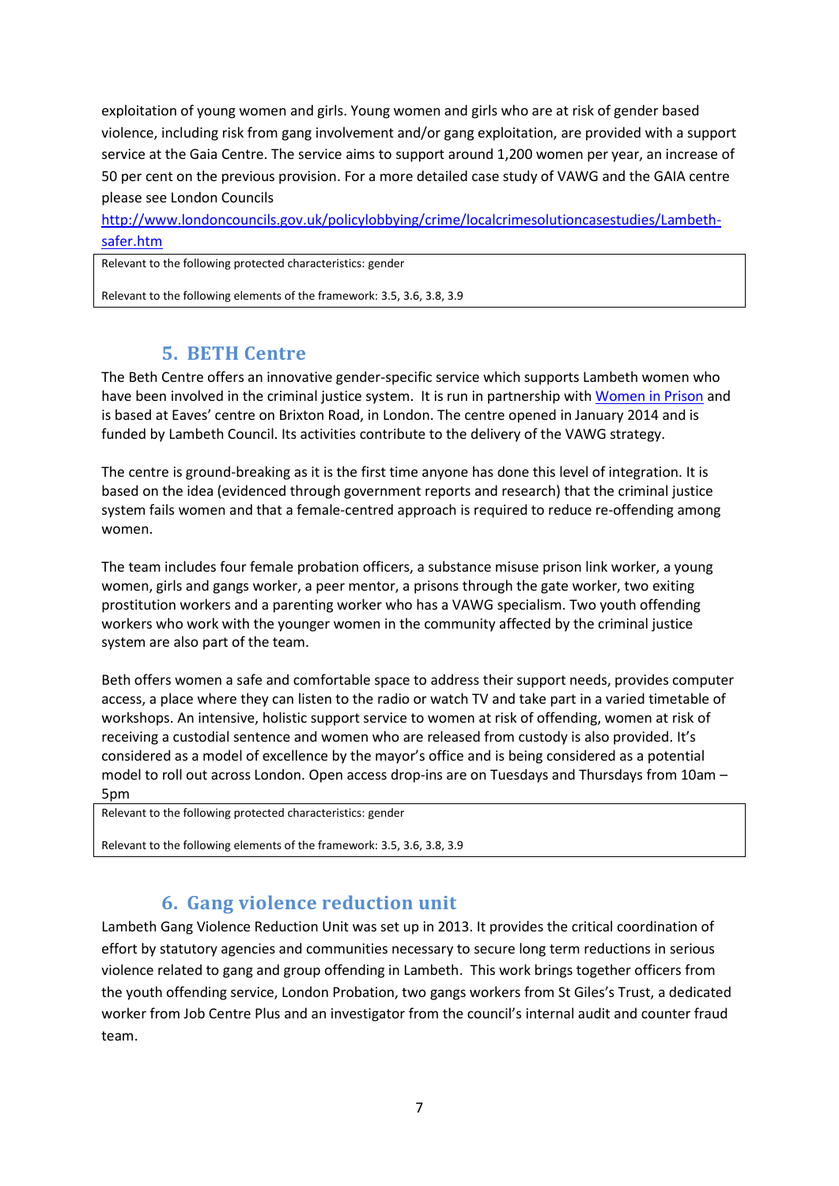exploitation of young women and girls. Young women and girls who are at risk of gender based violence, including risk from gang involvement and/or gang exploitation, are provided with a support service at the Gaia Centre. The service aims to support around 1,200 women per year, an increase of 50 per cent on the previous provision. For a more detailed case study of VAWG and the GAIA centre please see London Councils [http://www.londoncouncils.gov.uk/policylobbying/crime/localcrimesolutioncasestudies/Lambeth-safer.htm](http://www.londoncouncils.gov.uk/policylobbying/crime/localcrimesolutioncasestudies/Lambeth-safer.htm)

> Relevant to the following protected characteristics: gender
>
> Relevant to the following elements of the framework: 3.5, 3.6, 3.8, 3.9

## 5. BETH Centre

The Beth Centre offers an innovative gender-specific service which supports Lambeth women who have been involved in the criminal justice system. It is run in partnership with [Women in Prison]() and is based at Eaves' centre on Brixton Road, in London. The centre opened in January 2014 and is funded by Lambeth Council. Its activities contribute to the delivery of the VAWG strategy.

The centre is ground-breaking as it is the first time anyone has done this level of integration. It is based on the idea (evidenced through government reports and research) that the criminal justice system fails women and that a female-centred approach is required to reduce re-offending among women.

The team includes four female probation officers, a substance misuse prison link worker, a young women, girls and gangs worker, a peer mentor, a prisons through the gate worker, two exiting prostitution workers and a parenting worker who has a VAWG specialism. Two youth offending workers who work with the younger women in the community affected by the criminal justice system are also part of the team.

Beth offers women a safe and comfortable space to address their support needs, provides computer access, a place where they can listen to the radio or watch TV and take part in a varied timetable of workshops. An intensive, holistic support service to women at risk of offending, women at risk of receiving a custodial sentence and women who are released from custody is also provided. It's considered as a model of excellence by the mayor's office and is being considered as a potential model to roll out across London. Open access drop-ins are on Tuesdays and Thursdays from 10am – 5pm

> Relevant to the following protected characteristics: gender
>
> Relevant to the following elements of the framework: 3.5, 3.6, 3.8, 3.9

## 6. Gang violence reduction unit

Lambeth Gang Violence Reduction Unit was set up in 2013. It provides the critical coordination of effort by statutory agencies and communities necessary to secure long term reductions in serious violence related to gang and group offending in Lambeth. This work brings together officers from the youth offending service, London Probation, two gangs workers from St Giles's Trust, a dedicated worker from Job Centre Plus and an investigator from the council's internal audit and counter fraud team.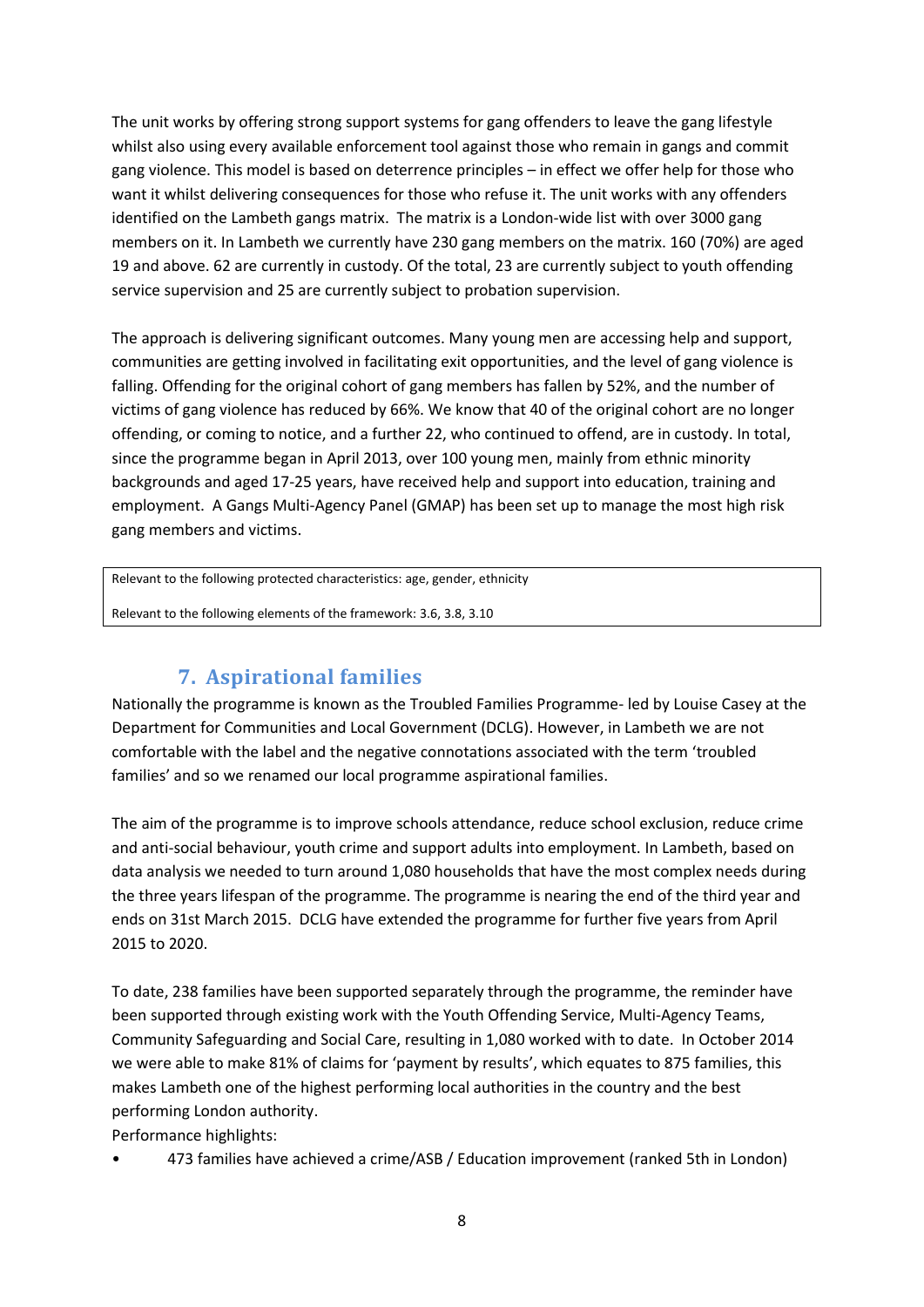The unit works by offering strong support systems for gang offenders to leave the gang lifestyle whilst also using every available enforcement tool against those who remain in gangs and commit gang violence. This model is based on deterrence principles – in effect we offer help for those who want it whilst delivering consequences for those who refuse it. The unit works with any offenders identified on the Lambeth gangs matrix. The matrix is a London-wide list with over 3000 gang members on it. In Lambeth we currently have 230 gang members on the matrix. 160 (70%) are aged 19 and above. 62 are currently in custody. Of the total, 23 are currently subject to youth offending service supervision and 25 are currently subject to probation supervision.

The approach is delivering significant outcomes. Many young men are accessing help and support, communities are getting involved in facilitating exit opportunities, and the level of gang violence is falling. Offending for the original cohort of gang members has fallen by 52%, and the number of victims of gang violence has reduced by 66%. We know that 40 of the original cohort are no longer offending, or coming to notice, and a further 22, who continued to offend, are in custody. In total, since the programme began in April 2013, over 100 young men, mainly from ethnic minority backgrounds and aged 17-25 years, have received help and support into education, training and employment. A Gangs Multi-Agency Panel (GMAP) has been set up to manage the most high risk gang members and victims.

| Relevant to the following protected characteristics: age, gender, ethnicity |
|---|
| Relevant to the following elements of the framework: 3.6, 3.8, 3.10 |

## 7. Aspirational families

Nationally the programme is known as the Troubled Families Programme- led by Louise Casey at the Department for Communities and Local Government (DCLG). However, in Lambeth we are not comfortable with the label and the negative connotations associated with the term 'troubled families' and so we renamed our local programme aspirational families.

The aim of the programme is to improve schools attendance, reduce school exclusion, reduce crime and anti-social behaviour, youth crime and support adults into employment. In Lambeth, based on data analysis we needed to turn around 1,080 households that have the most complex needs during the three years lifespan of the programme. The programme is nearing the end of the third year and ends on 31st March 2015. DCLG have extended the programme for further five years from April 2015 to 2020.

To date, 238 families have been supported separately through the programme, the reminder have been supported through existing work with the Youth Offending Service, Multi-Agency Teams, Community Safeguarding and Social Care, resulting in 1,080 worked with to date. In October 2014 we were able to make 81% of claims for 'payment by results', which equates to 875 families, this makes Lambeth one of the highest performing local authorities in the country and the best performing London authority.

Performance highlights:

- 473 families have achieved a crime/ASB / Education improvement (ranked 5th in London)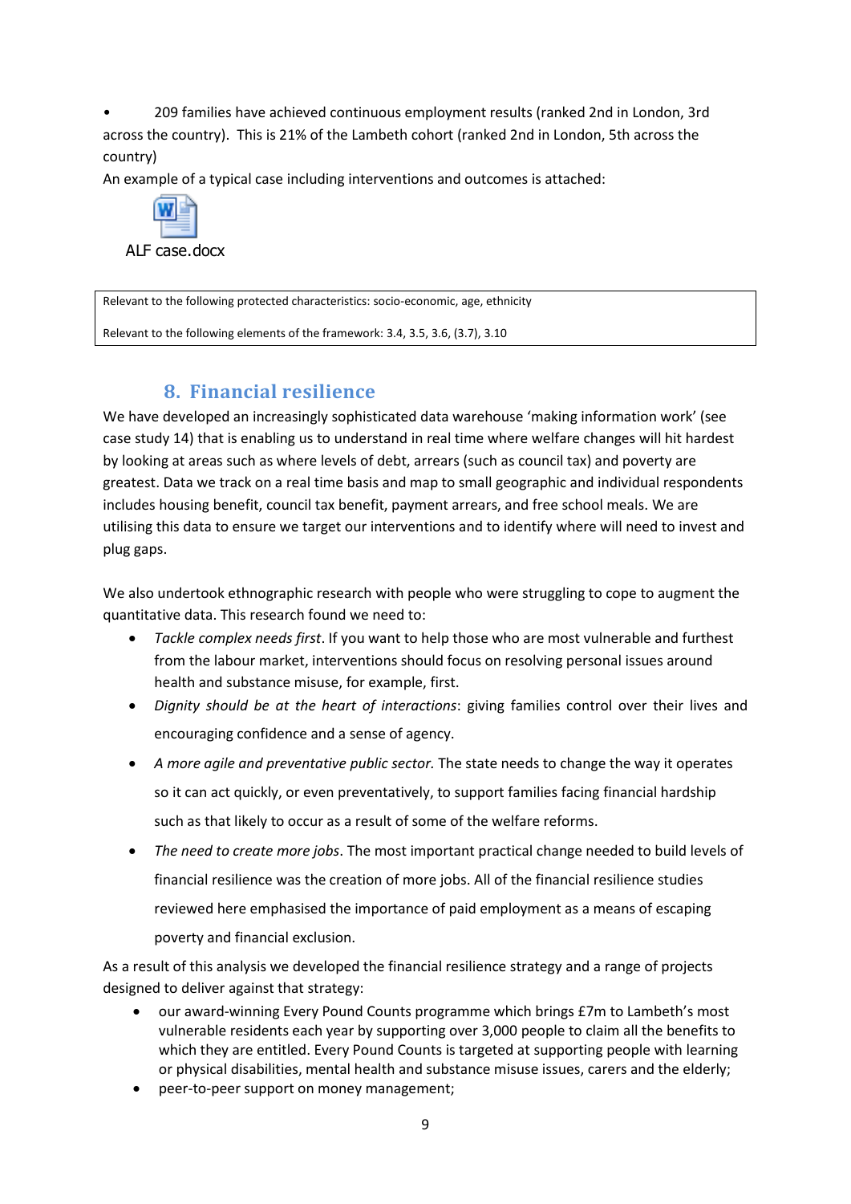- 209 families have achieved continuous employment results (ranked 2nd in London, 3rd across the country). This is 21% of the Lambeth cohort (ranked 2nd in London, 5th across the country)

An example of a typical case including interventions and outcomes is attached:

ALF case.docx

| Relevant to the following protected characteristics: socio-economic, age, ethnicity<br><br>Relevant to the following elements of the framework: 3.4, 3.5, 3.6, (3.7), 3.10 |
|---|

## 8. Financial resilience

We have developed an increasingly sophisticated data warehouse 'making information work' (see case study 14) that is enabling us to understand in real time where welfare changes will hit hardest by looking at areas such as where levels of debt, arrears (such as council tax) and poverty are greatest. Data we track on a real time basis and map to small geographic and individual respondents includes housing benefit, council tax benefit, payment arrears, and free school meals. We are utilising this data to ensure we target our interventions and to identify where will need to invest and plug gaps.

We also undertook ethnographic research with people who were struggling to cope to augment the quantitative data. This research found we need to:

- *Tackle complex needs first*. If you want to help those who are most vulnerable and furthest from the labour market, interventions should focus on resolving personal issues around health and substance misuse, for example, first.
- *Dignity should be at the heart of interactions*: giving families control over their lives and encouraging confidence and a sense of agency.
- *A more agile and preventative public sector.* The state needs to change the way it operates so it can act quickly, or even preventatively, to support families facing financial hardship such as that likely to occur as a result of some of the welfare reforms.
- *The need to create more jobs*. The most important practical change needed to build levels of financial resilience was the creation of more jobs. All of the financial resilience studies reviewed here emphasised the importance of paid employment as a means of escaping poverty and financial exclusion.

As a result of this analysis we developed the financial resilience strategy and a range of projects designed to deliver against that strategy:

- our award-winning Every Pound Counts programme which brings £7m to Lambeth's most vulnerable residents each year by supporting over 3,000 people to claim all the benefits to which they are entitled. Every Pound Counts is targeted at supporting people with learning or physical disabilities, mental health and substance misuse issues, carers and the elderly;
- peer-to-peer support on money management;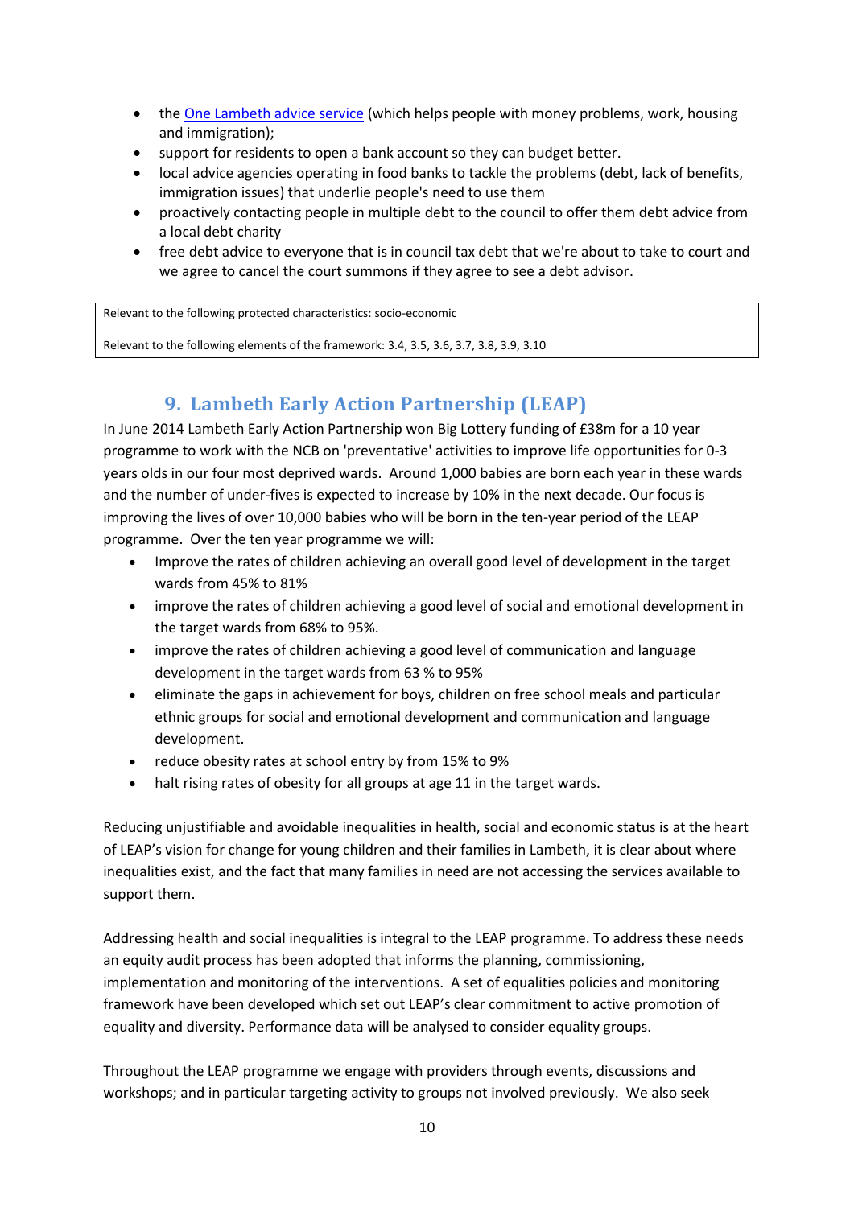- the [One Lambeth advice service](#) (which helps people with money problems, work, housing and immigration);
- support for residents to open a bank account so they can budget better.
- local advice agencies operating in food banks to tackle the problems (debt, lack of benefits, immigration issues) that underlie people's need to use them
- proactively contacting people in multiple debt to the council to offer them debt advice from a local debt charity
- free debt advice to everyone that is in council tax debt that we're about to take to court and we agree to cancel the court summons if they agree to see a debt advisor.

> Relevant to the following protected characteristics: socio-economic
>
> Relevant to the following elements of the framework: 3.4, 3.5, 3.6, 3.7, 3.8, 3.9, 3.10

## 9. Lambeth Early Action Partnership (LEAP)

In June 2014 Lambeth Early Action Partnership won Big Lottery funding of £38m for a 10 year programme to work with the NCB on 'preventative' activities to improve life opportunities for 0-3 years olds in our four most deprived wards. Around 1,000 babies are born each year in these wards and the number of under-fives is expected to increase by 10% in the next decade. Our focus is improving the lives of over 10,000 babies who will be born in the ten-year period of the LEAP programme. Over the ten year programme we will:

- Improve the rates of children achieving an overall good level of development in the target wards from 45% to 81%
- improve the rates of children achieving a good level of social and emotional development in the target wards from 68% to 95%.
- improve the rates of children achieving a good level of communication and language development in the target wards from 63 % to 95%
- eliminate the gaps in achievement for boys, children on free school meals and particular ethnic groups for social and emotional development and communication and language development.
- reduce obesity rates at school entry by from 15% to 9%
- halt rising rates of obesity for all groups at age 11 in the target wards.

Reducing unjustifiable and avoidable inequalities in health, social and economic status is at the heart of LEAP's vision for change for young children and their families in Lambeth, it is clear about where inequalities exist, and the fact that many families in need are not accessing the services available to support them.

Addressing health and social inequalities is integral to the LEAP programme. To address these needs an equity audit process has been adopted that informs the planning, commissioning, implementation and monitoring of the interventions. A set of equalities policies and monitoring framework have been developed which set out LEAP's clear commitment to active promotion of equality and diversity. Performance data will be analysed to consider equality groups.

Throughout the LEAP programme we engage with providers through events, discussions and workshops; and in particular targeting activity to groups not involved previously. We also seek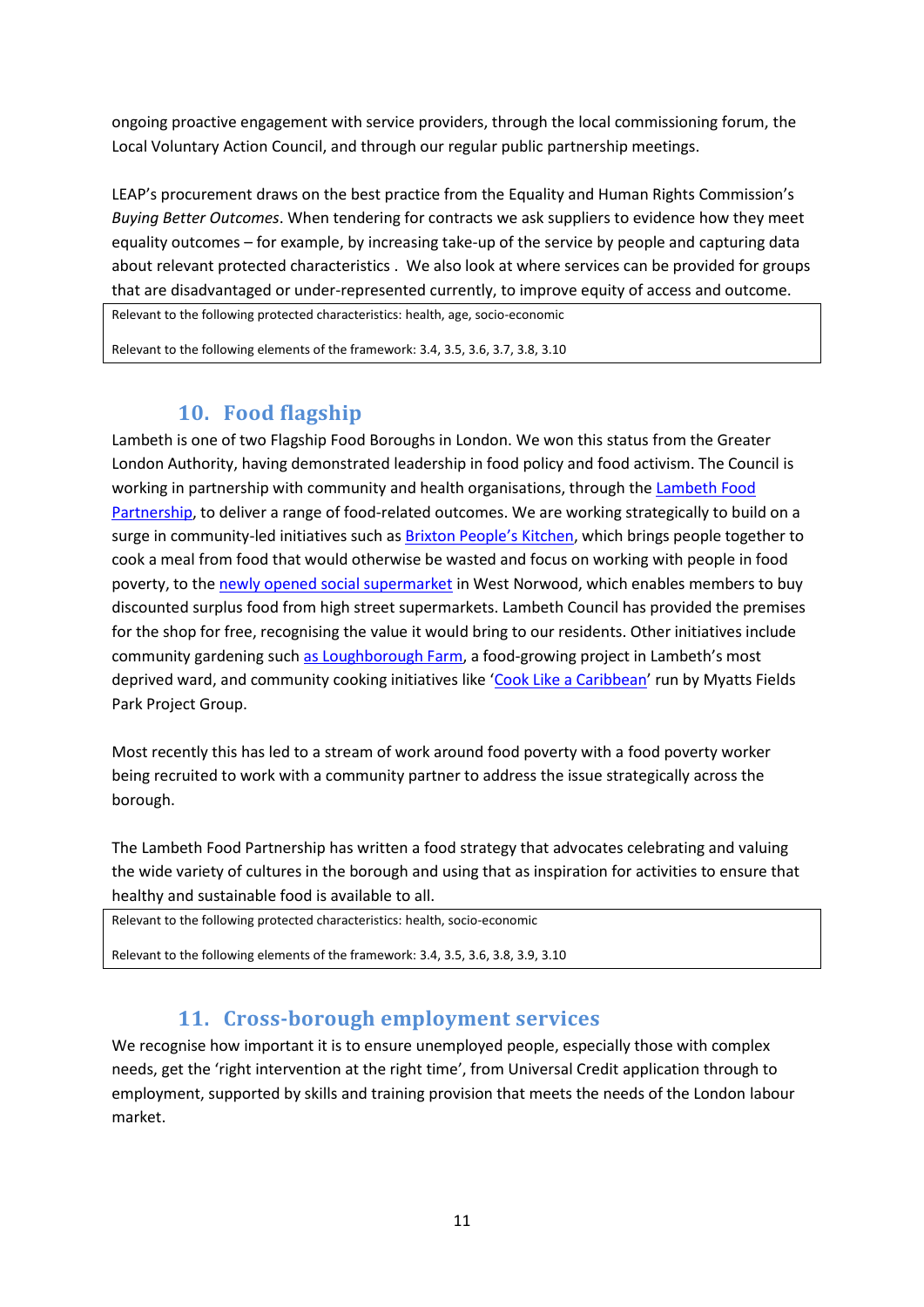ongoing proactive engagement with service providers, through the local commissioning forum, the Local Voluntary Action Council, and through our regular public partnership meetings.

LEAP's procurement draws on the best practice from the Equality and Human Rights Commission's *Buying Better Outcomes*. When tendering for contracts we ask suppliers to evidence how they meet equality outcomes – for example, by increasing take-up of the service by people and capturing data about relevant protected characteristics . We also look at where services can be provided for groups that are disadvantaged or under-represented currently, to improve equity of access and outcome.

> Relevant to the following protected characteristics: health, age, socio-economic
>
> Relevant to the following elements of the framework: 3.4, 3.5, 3.6, 3.7, 3.8, 3.10

## 10. Food flagship

Lambeth is one of two Flagship Food Boroughs in London. We won this status from the Greater London Authority, having demonstrated leadership in food policy and food activism. The Council is working in partnership with community and health organisations, through the Lambeth Food Partnership, to deliver a range of food-related outcomes. We are working strategically to build on a surge in community-led initiatives such as Brixton People's Kitchen, which brings people together to cook a meal from food that would otherwise be wasted and focus on working with people in food poverty, to the newly opened social supermarket in West Norwood, which enables members to buy discounted surplus food from high street supermarkets. Lambeth Council has provided the premises for the shop for free, recognising the value it would bring to our residents. Other initiatives include community gardening such as Loughborough Farm, a food-growing project in Lambeth's most deprived ward, and community cooking initiatives like 'Cook Like a Caribbean' run by Myatts Fields Park Project Group.

Most recently this has led to a stream of work around food poverty with a food poverty worker being recruited to work with a community partner to address the issue strategically across the borough.

The Lambeth Food Partnership has written a food strategy that advocates celebrating and valuing the wide variety of cultures in the borough and using that as inspiration for activities to ensure that healthy and sustainable food is available to all.

> Relevant to the following protected characteristics: health, socio-economic
>
> Relevant to the following elements of the framework: 3.4, 3.5, 3.6, 3.8, 3.9, 3.10

## 11. Cross-borough employment services

We recognise how important it is to ensure unemployed people, especially those with complex needs, get the 'right intervention at the right time', from Universal Credit application through to employment, supported by skills and training provision that meets the needs of the London labour market.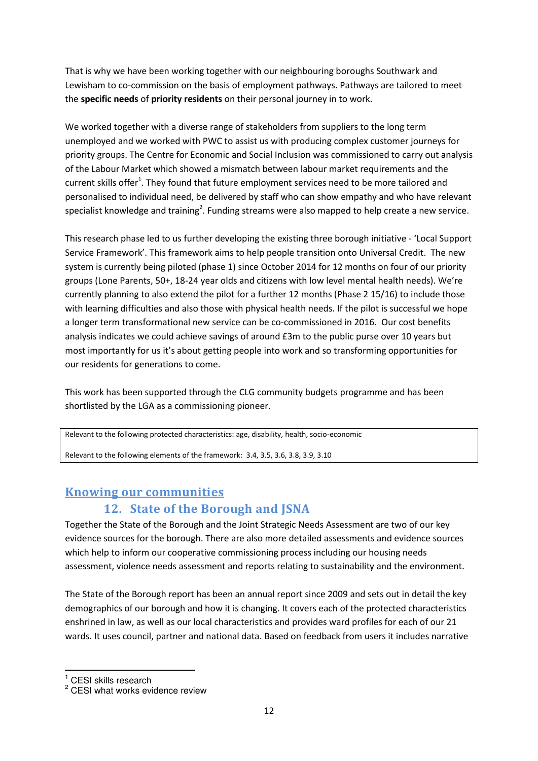That is why we have been working together with our neighbouring boroughs Southwark and Lewisham to co-commission on the basis of employment pathways. Pathways are tailored to meet the **specific needs** of **priority residents** on their personal journey in to work.

We worked together with a diverse range of stakeholders from suppliers to the long term unemployed and we worked with PWC to assist us with producing complex customer journeys for priority groups. The Centre for Economic and Social Inclusion was commissioned to carry out analysis of the Labour Market which showed a mismatch between labour market requirements and the current skills offer[1]. They found that future employment services need to be more tailored and personalised to individual need, be delivered by staff who can show empathy and who have relevant specialist knowledge and training[2]. Funding streams were also mapped to help create a new service.

This research phase led to us further developing the existing three borough initiative - 'Local Support Service Framework'. This framework aims to help people transition onto Universal Credit. The new system is currently being piloted (phase 1) since October 2014 for 12 months on four of our priority groups (Lone Parents, 50+, 18-24 year olds and citizens with low level mental health needs). We're currently planning to also extend the pilot for a further 12 months (Phase 2 15/16) to include those with learning difficulties and also those with physical health needs. If the pilot is successful we hope a longer term transformational new service can be co-commissioned in 2016. Our cost benefits analysis indicates we could achieve savings of around £3m to the public purse over 10 years but most importantly for us it's about getting people into work and so transforming opportunities for our residents for generations to come.

This work has been supported through the CLG community budgets programme and has been shortlisted by the LGA as a commissioning pioneer.

| Relevant to the following protected characteristics: age, disability, health, socio-economic<br><br>Relevant to the following elements of the framework: 3.4, 3.5, 3.6, 3.8, 3.9, 3.10 |
|---|

## Knowing our communities

### 12. State of the Borough and JSNA

Together the State of the Borough and the Joint Strategic Needs Assessment are two of our key evidence sources for the borough. There are also more detailed assessments and evidence sources which help to inform our cooperative commissioning process including our housing needs assessment, violence needs assessment and reports relating to sustainability and the environment.

The State of the Borough report has been an annual report since 2009 and sets out in detail the key demographics of our borough and how it is changing. It covers each of the protected characteristics enshrined in law, as well as our local characteristics and provides ward profiles for each of our 21 wards. It uses council, partner and national data. Based on feedback from users it includes narrative

---

[1] CESI skills research

[2] CESI what works evidence review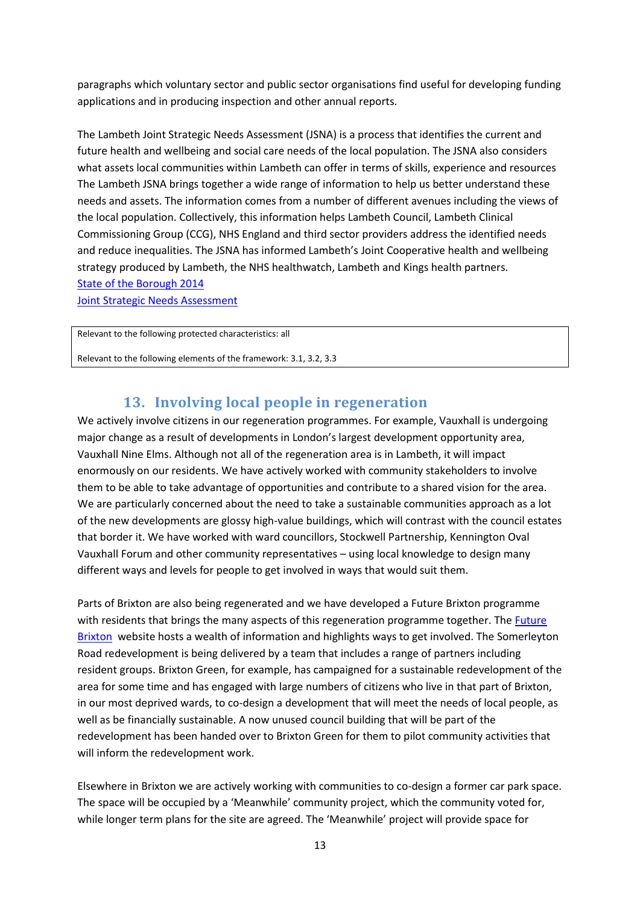paragraphs which voluntary sector and public sector organisations find useful for developing funding applications and in producing inspection and other annual reports.

The Lambeth Joint Strategic Needs Assessment (JSNA) is a process that identifies the current and future health and wellbeing and social care needs of the local population. The JSNA also considers what assets local communities within Lambeth can offer in terms of skills, experience and resources The Lambeth JSNA brings together a wide range of information to help us better understand these needs and assets. The information comes from a number of different avenues including the views of the local population. Collectively, this information helps Lambeth Council, Lambeth Clinical Commissioning Group (CCG), NHS England and third sector providers address the identified needs and reduce inequalities. The JSNA has informed Lambeth's Joint Cooperative health and wellbeing strategy produced by Lambeth, the NHS healthwatch, Lambeth and Kings health partners.
State of the Borough 2014
Joint Strategic Needs Assessment

Relevant to the following protected characteristics: all

Relevant to the following elements of the framework: 3.1, 3.2, 3.3

## 13. Involving local people in regeneration

We actively involve citizens in our regeneration programmes. For example, Vauxhall is undergoing major change as a result of developments in London's largest development opportunity area, Vauxhall Nine Elms. Although not all of the regeneration area is in Lambeth, it will impact enormously on our residents. We have actively worked with community stakeholders to involve them to be able to take advantage of opportunities and contribute to a shared vision for the area. We are particularly concerned about the need to take a sustainable communities approach as a lot of the new developments are glossy high-value buildings, which will contrast with the council estates that border it. We have worked with ward councillors, Stockwell Partnership, Kennington Oval Vauxhall Forum and other community representatives – using local knowledge to design many different ways and levels for people to get involved in ways that would suit them.

Parts of Brixton are also being regenerated and we have developed a Future Brixton programme with residents that brings the many aspects of this regeneration programme together. The Future Brixton website hosts a wealth of information and highlights ways to get involved. The Somerleyton Road redevelopment is being delivered by a team that includes a range of partners including resident groups. Brixton Green, for example, has campaigned for a sustainable redevelopment of the area for some time and has engaged with large numbers of citizens who live in that part of Brixton, in our most deprived wards, to co-design a development that will meet the needs of local people, as well as be financially sustainable. A now unused council building that will be part of the redevelopment has been handed over to Brixton Green for them to pilot community activities that will inform the redevelopment work.

Elsewhere in Brixton we are actively working with communities to co-design a former car park space. The space will be occupied by a 'Meanwhile' community project, which the community voted for, while longer term plans for the site are agreed. The 'Meanwhile' project will provide space for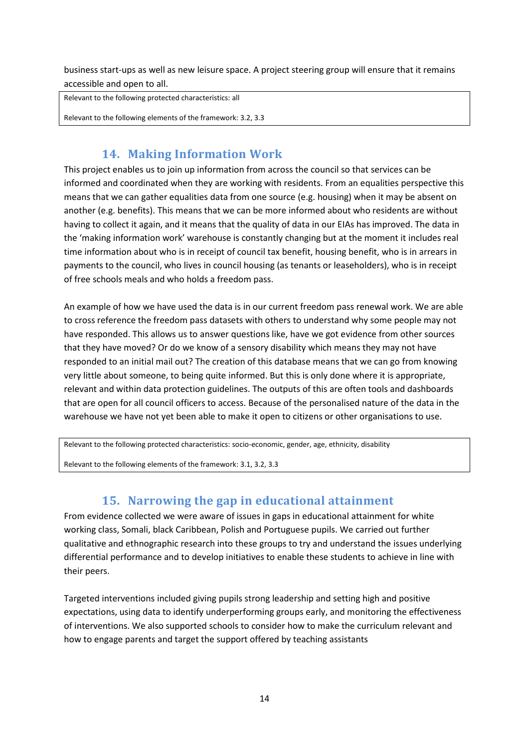business start-ups as well as new leisure space. A project steering group will ensure that it remains accessible and open to all.

| Relevant to the following protected characteristics: all |
| --- |
| Relevant to the following elements of the framework: 3.2, 3.3 |

## 14. Making Information Work

This project enables us to join up information from across the council so that services can be informed and coordinated when they are working with residents. From an equalities perspective this means that we can gather equalities data from one source (e.g. housing) when it may be absent on another (e.g. benefits). This means that we can be more informed about who residents are without having to collect it again, and it means that the quality of data in our EIAs has improved. The data in the 'making information work' warehouse is constantly changing but at the moment it includes real time information about who is in receipt of council tax benefit, housing benefit, who is in arrears in payments to the council, who lives in council housing (as tenants or leaseholders), who is in receipt of free schools meals and who holds a freedom pass.

An example of how we have used the data is in our current freedom pass renewal work. We are able to cross reference the freedom pass datasets with others to understand why some people may not have responded. This allows us to answer questions like, have we got evidence from other sources that they have moved? Or do we know of a sensory disability which means they may not have responded to an initial mail out? The creation of this database means that we can go from knowing very little about someone, to being quite informed. But this is only done where it is appropriate, relevant and within data protection guidelines. The outputs of this are often tools and dashboards that are open for all council officers to access. Because of the personalised nature of the data in the warehouse we have not yet been able to make it open to citizens or other organisations to use.

| Relevant to the following protected characteristics: socio-economic, gender, age, ethnicity, disability |
| --- |
| Relevant to the following elements of the framework: 3.1, 3.2, 3.3 |

## 15. Narrowing the gap in educational attainment

From evidence collected we were aware of issues in gaps in educational attainment for white working class, Somali, black Caribbean, Polish and Portuguese pupils. We carried out further qualitative and ethnographic research into these groups to try and understand the issues underlying differential performance and to develop initiatives to enable these students to achieve in line with their peers.

Targeted interventions included giving pupils strong leadership and setting high and positive expectations, using data to identify underperforming groups early, and monitoring the effectiveness of interventions. We also supported schools to consider how to make the curriculum relevant and how to engage parents and target the support offered by teaching assistants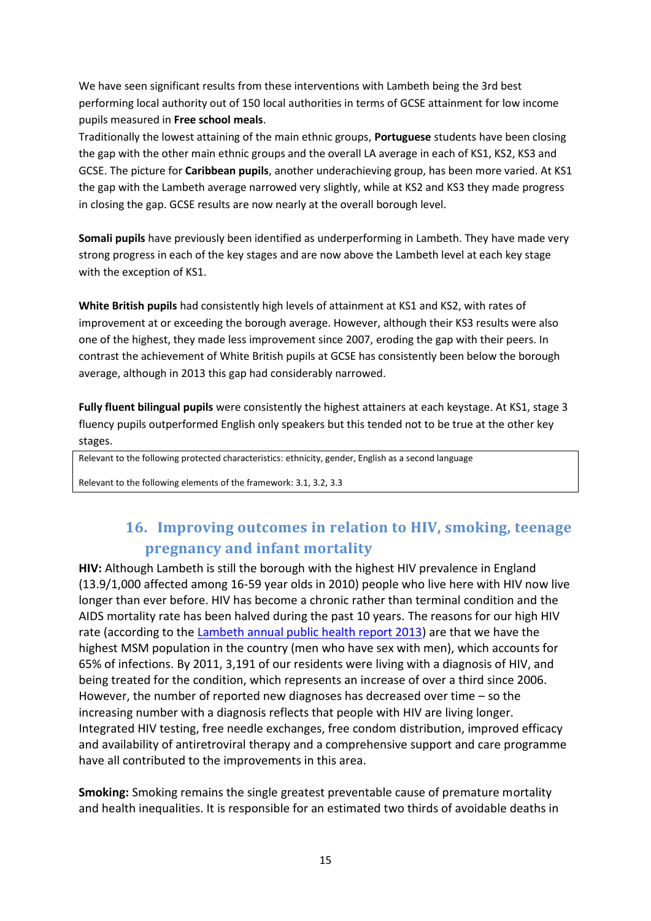We have seen significant results from these interventions with Lambeth being the 3rd best performing local authority out of 150 local authorities in terms of GCSE attainment for low income pupils measured in **Free school meals**.
Traditionally the lowest attaining of the main ethnic groups, **Portuguese** students have been closing the gap with the other main ethnic groups and the overall LA average in each of KS1, KS2, KS3 and GCSE. The picture for **Caribbean pupils**, another underachieving group, has been more varied. At KS1 the gap with the Lambeth average narrowed very slightly, while at KS2 and KS3 they made progress in closing the gap. GCSE results are now nearly at the overall borough level.

**Somali pupils** have previously been identified as underperforming in Lambeth. They have made very strong progress in each of the key stages and are now above the Lambeth level at each key stage with the exception of KS1.

**White British pupils** had consistently high levels of attainment at KS1 and KS2, with rates of improvement at or exceeding the borough average. However, although their KS3 results were also one of the highest, they made less improvement since 2007, eroding the gap with their peers. In contrast the achievement of White British pupils at GCSE has consistently been below the borough average, although in 2013 this gap had considerably narrowed.

**Fully fluent bilingual pupils** were consistently the highest attainers at each keystage. At KS1, stage 3 fluency pupils outperformed English only speakers but this tended not to be true at the other key stages.

| Relevant to the following protected characteristics: ethnicity, gender, English as a second language |
|---|
| Relevant to the following elements of the framework: 3.1, 3.2, 3.3 |

## 16. Improving outcomes in relation to HIV, smoking, teenage pregnancy and infant mortality

**HIV:** Although Lambeth is still the borough with the highest HIV prevalence in England (13.9/1,000 affected among 16-59 year olds in 2010) people who live here with HIV now live longer than ever before. HIV has become a chronic rather than terminal condition and the AIDS mortality rate has been halved during the past 10 years. The reasons for our high HIV rate (according to the Lambeth annual public health report 2013) are that we have the highest MSM population in the country (men who have sex with men), which accounts for 65% of infections. By 2011, 3,191 of our residents were living with a diagnosis of HIV, and being treated for the condition, which represents an increase of over a third since 2006. However, the number of reported new diagnoses has decreased over time – so the increasing number with a diagnosis reflects that people with HIV are living longer. Integrated HIV testing, free needle exchanges, free condom distribution, improved efficacy and availability of antiretroviral therapy and a comprehensive support and care programme have all contributed to the improvements in this area.

**Smoking:** Smoking remains the single greatest preventable cause of premature mortality and health inequalities. It is responsible for an estimated two thirds of avoidable deaths in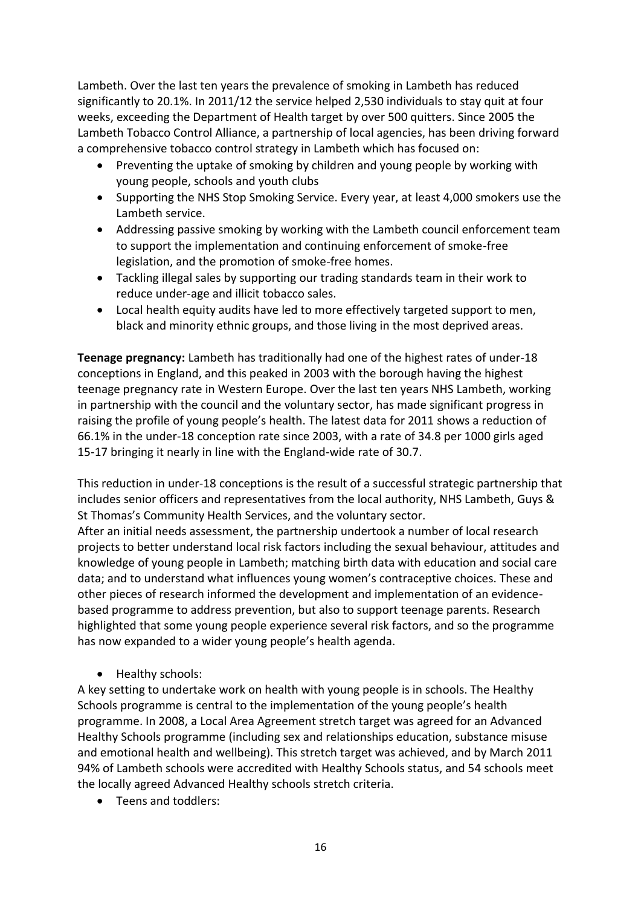Lambeth. Over the last ten years the prevalence of smoking in Lambeth has reduced significantly to 20.1%. In 2011/12 the service helped 2,530 individuals to stay quit at four weeks, exceeding the Department of Health target by over 500 quitters. Since 2005 the Lambeth Tobacco Control Alliance, a partnership of local agencies, has been driving forward a comprehensive tobacco control strategy in Lambeth which has focused on:

- Preventing the uptake of smoking by children and young people by working with young people, schools and youth clubs
- Supporting the NHS Stop Smoking Service. Every year, at least 4,000 smokers use the Lambeth service.
- Addressing passive smoking by working with the Lambeth council enforcement team to support the implementation and continuing enforcement of smoke-free legislation, and the promotion of smoke-free homes.
- Tackling illegal sales by supporting our trading standards team in their work to reduce under-age and illicit tobacco sales.
- Local health equity audits have led to more effectively targeted support to men, black and minority ethnic groups, and those living in the most deprived areas.

**Teenage pregnancy:** Lambeth has traditionally had one of the highest rates of under-18 conceptions in England, and this peaked in 2003 with the borough having the highest teenage pregnancy rate in Western Europe. Over the last ten years NHS Lambeth, working in partnership with the council and the voluntary sector, has made significant progress in raising the profile of young people's health. The latest data for 2011 shows a reduction of 66.1% in the under-18 conception rate since 2003, with a rate of 34.8 per 1000 girls aged 15-17 bringing it nearly in line with the England-wide rate of 30.7.

This reduction in under-18 conceptions is the result of a successful strategic partnership that includes senior officers and representatives from the local authority, NHS Lambeth, Guys & St Thomas's Community Health Services, and the voluntary sector.
After an initial needs assessment, the partnership undertook a number of local research projects to better understand local risk factors including the sexual behaviour, attitudes and knowledge of young people in Lambeth; matching birth data with education and social care data; and to understand what influences young women's contraceptive choices. These and other pieces of research informed the development and implementation of an evidence-based programme to address prevention, but also to support teenage parents. Research highlighted that some young people experience several risk factors, and so the programme has now expanded to a wider young people's health agenda.

- Healthy schools:

A key setting to undertake work on health with young people is in schools. The Healthy Schools programme is central to the implementation of the young people's health programme. In 2008, a Local Area Agreement stretch target was agreed for an Advanced Healthy Schools programme (including sex and relationships education, substance misuse and emotional health and wellbeing). This stretch target was achieved, and by March 2011 94% of Lambeth schools were accredited with Healthy Schools status, and 54 schools meet the locally agreed Advanced Healthy schools stretch criteria.

- Teens and toddlers: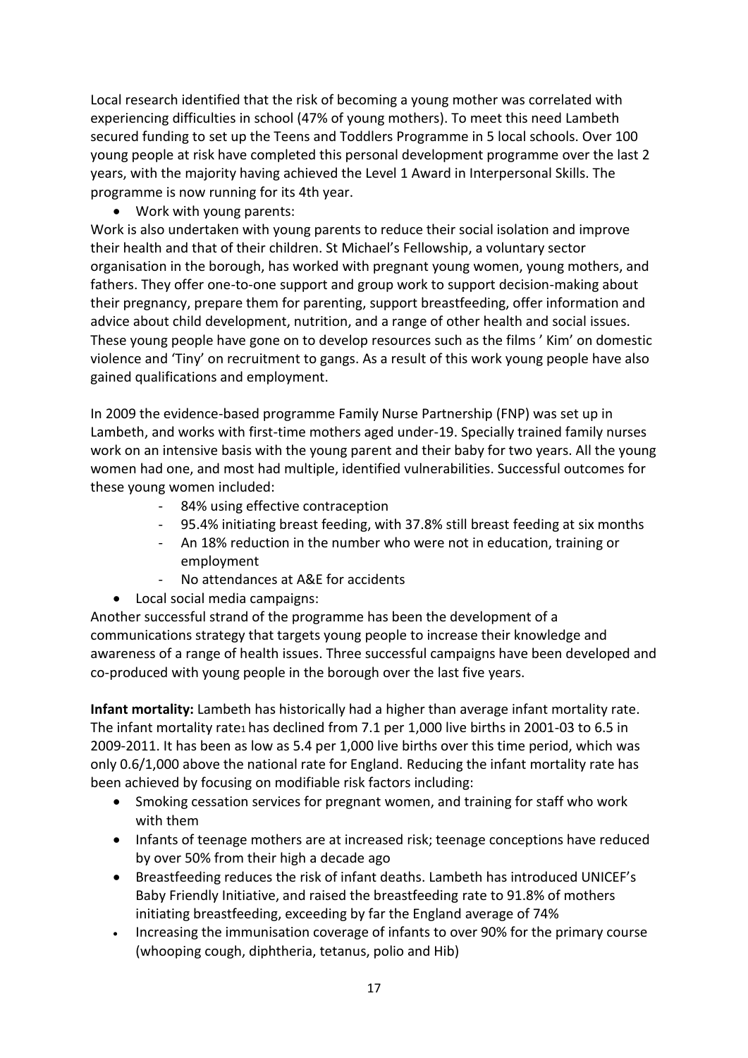Local research identified that the risk of becoming a young mother was correlated with experiencing difficulties in school (47% of young mothers). To meet this need Lambeth secured funding to set up the Teens and Toddlers Programme in 5 local schools. Over 100 young people at risk have completed this personal development programme over the last 2 years, with the majority having achieved the Level 1 Award in Interpersonal Skills. The programme is now running for its 4th year.

- Work with young parents:

Work is also undertaken with young parents to reduce their social isolation and improve their health and that of their children. St Michael's Fellowship, a voluntary sector organisation in the borough, has worked with pregnant young women, young mothers, and fathers. They offer one-to-one support and group work to support decision-making about their pregnancy, prepare them for parenting, support breastfeeding, offer information and advice about child development, nutrition, and a range of other health and social issues. These young people have gone on to develop resources such as the films ' Kim' on domestic violence and 'Tiny' on recruitment to gangs. As a result of this work young people have also gained qualifications and employment.

In 2009 the evidence-based programme Family Nurse Partnership (FNP) was set up in Lambeth, and works with first-time mothers aged under-19. Specially trained family nurses work on an intensive basis with the young parent and their baby for two years. All the young women had one, and most had multiple, identified vulnerabilities. Successful outcomes for these young women included:

- 84% using effective contraception
- 95.4% initiating breast feeding, with 37.8% still breast feeding at six months
- An 18% reduction in the number who were not in education, training or employment
- No attendances at A&E for accidents

- Local social media campaigns:

Another successful strand of the programme has been the development of a communications strategy that targets young people to increase their knowledge and awareness of a range of health issues. Three successful campaigns have been developed and co-produced with young people in the borough over the last five years.

**Infant mortality:** Lambeth has historically had a higher than average infant mortality rate. The infant mortality rate[1] has declined from 7.1 per 1,000 live births in 2001-03 to 6.5 in 2009-2011. It has been as low as 5.4 per 1,000 live births over this time period, which was only 0.6/1,000 above the national rate for England. Reducing the infant mortality rate has been achieved by focusing on modifiable risk factors including:

- Smoking cessation services for pregnant women, and training for staff who work with them
- Infants of teenage mothers are at increased risk; teenage conceptions have reduced by over 50% from their high a decade ago
- Breastfeeding reduces the risk of infant deaths. Lambeth has introduced UNICEF's Baby Friendly Initiative, and raised the breastfeeding rate to 91.8% of mothers initiating breastfeeding, exceeding by far the England average of 74%
- Increasing the immunisation coverage of infants to over 90% for the primary course (whooping cough, diphtheria, tetanus, polio and Hib)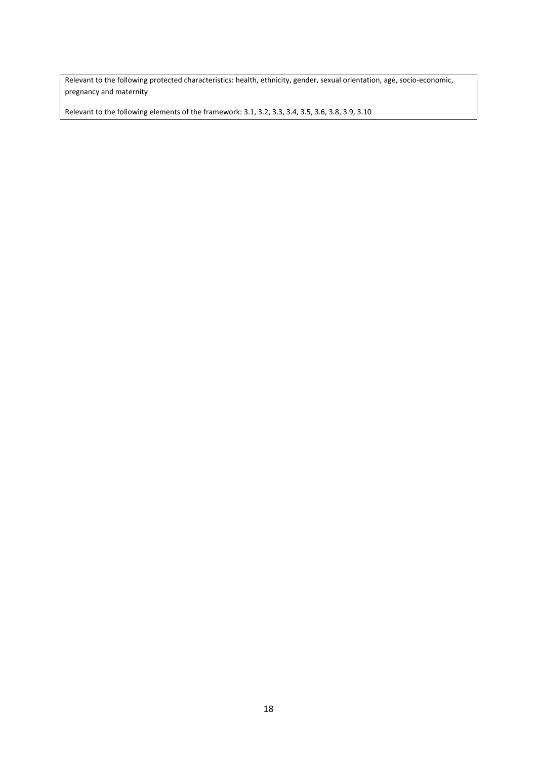Relevant to the following protected characteristics: health, ethnicity, gender, sexual orientation, age, socio-economic, pregnancy and maternity

Relevant to the following elements of the framework: 3.1, 3.2, 3.3, 3.4, 3.5, 3.6, 3.8, 3.9, 3.10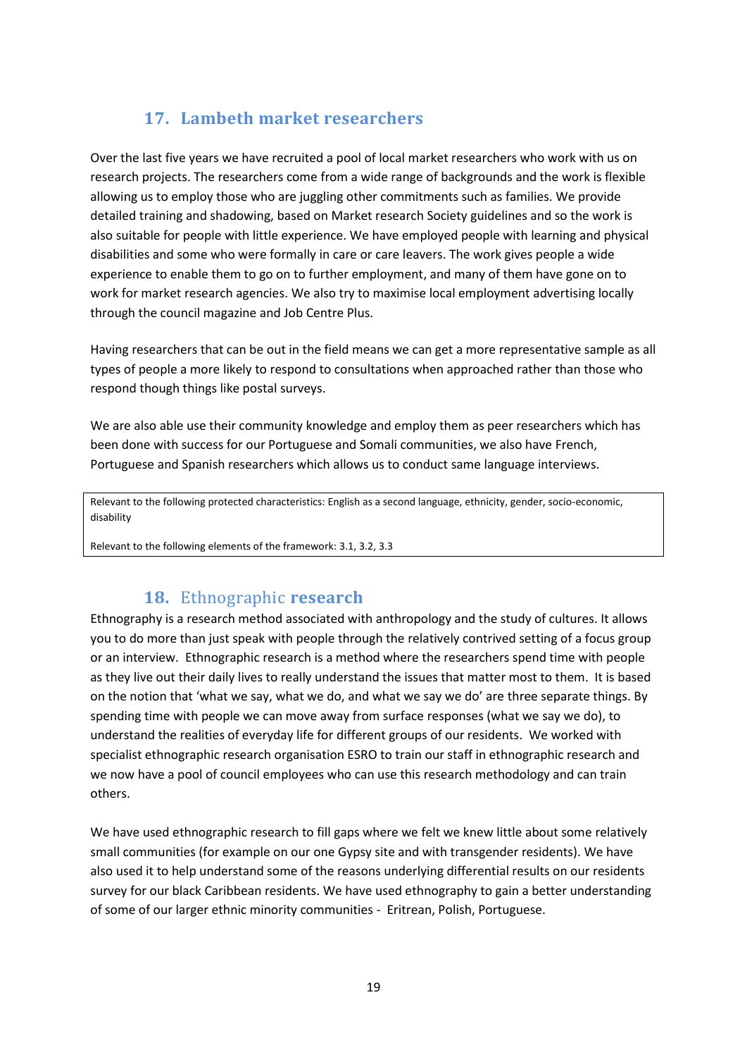## 17. Lambeth market researchers

Over the last five years we have recruited a pool of local market researchers who work with us on research projects. The researchers come from a wide range of backgrounds and the work is flexible allowing us to employ those who are juggling other commitments such as families. We provide detailed training and shadowing, based on Market research Society guidelines and so the work is also suitable for people with little experience. We have employed people with learning and physical disabilities and some who were formally in care or care leavers. The work gives people a wide experience to enable them to go on to further employment, and many of them have gone on to work for market research agencies. We also try to maximise local employment advertising locally through the council magazine and Job Centre Plus.

Having researchers that can be out in the field means we can get a more representative sample as all types of people a more likely to respond to consultations when approached rather than those who respond though things like postal surveys.

We are also able use their community knowledge and employ them as peer researchers which has been done with success for our Portuguese and Somali communities, we also have French, Portuguese and Spanish researchers which allows us to conduct same language interviews.

> Relevant to the following protected characteristics: English as a second language, ethnicity, gender, socio-economic, disability
>
> Relevant to the following elements of the framework: 3.1, 3.2, 3.3

## 18. Ethnographic **research**

Ethnography is a research method associated with anthropology and the study of cultures. It allows you to do more than just speak with people through the relatively contrived setting of a focus group or an interview. Ethnographic research is a method where the researchers spend time with people as they live out their daily lives to really understand the issues that matter most to them. It is based on the notion that 'what we say, what we do, and what we say we do' are three separate things. By spending time with people we can move away from surface responses (what we say we do), to understand the realities of everyday life for different groups of our residents. We worked with specialist ethnographic research organisation ESRO to train our staff in ethnographic research and we now have a pool of council employees who can use this research methodology and can train others.

We have used ethnographic research to fill gaps where we felt we knew little about some relatively small communities (for example on our one Gypsy site and with transgender residents). We have also used it to help understand some of the reasons underlying differential results on our residents survey for our black Caribbean residents. We have used ethnography to gain a better understanding of some of our larger ethnic minority communities - Eritrean, Polish, Portuguese.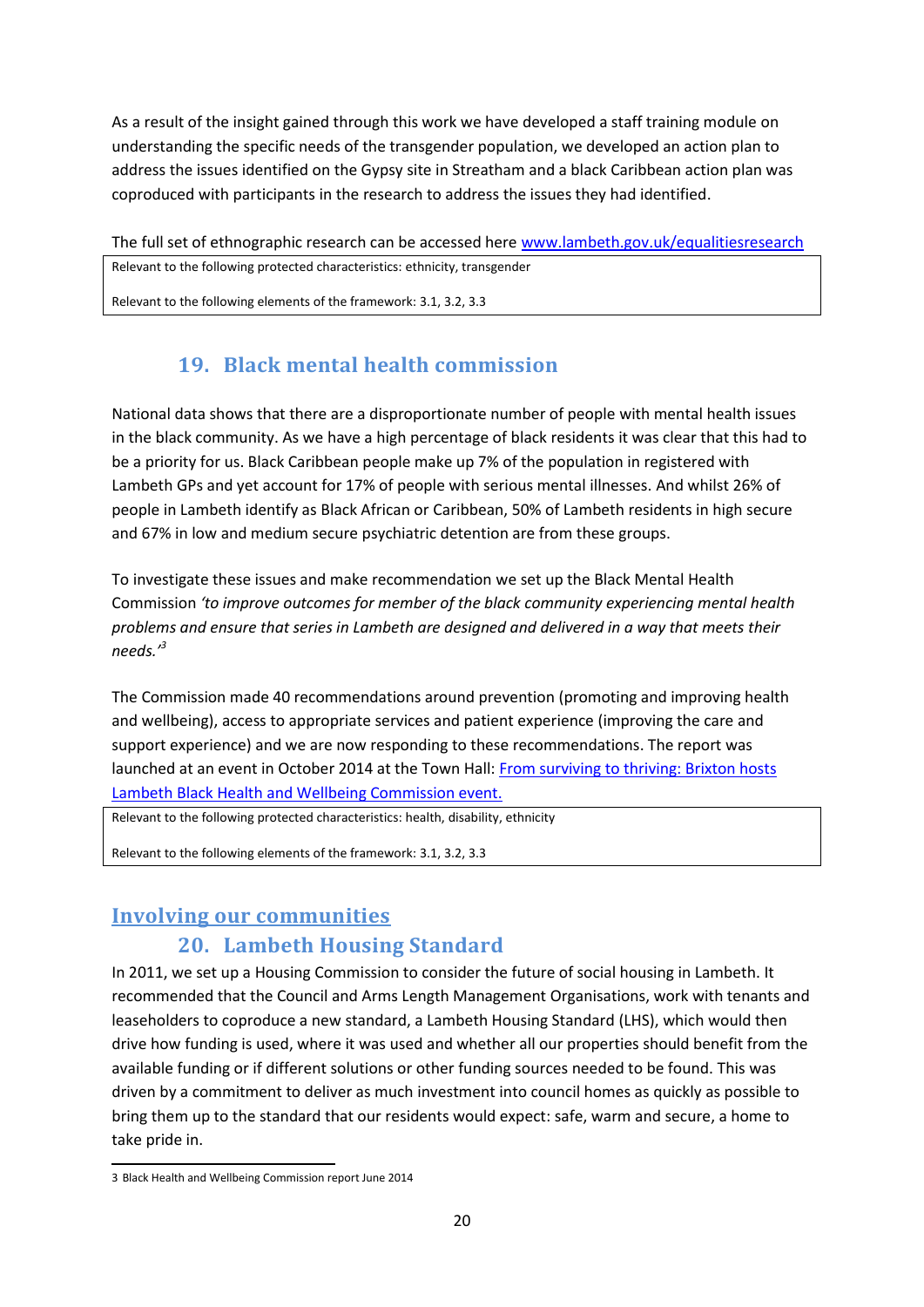As a result of the insight gained through this work we have developed a staff training module on understanding the specific needs of the transgender population, we developed an action plan to address the issues identified on the Gypsy site in Streatham and a black Caribbean action plan was coproduced with participants in the research to address the issues they had identified.

The full set of ethnographic research can be accessed here [www.lambeth.gov.uk/equalitiesresearch](www.lambeth.gov.uk/equalitiesresearch)

| Relevant to the following protected characteristics: ethnicity, transgender<br><br>Relevant to the following elements of the framework: 3.1, 3.2, 3.3 |
|---|

## 19. Black mental health commission

National data shows that there are a disproportionate number of people with mental health issues in the black community. As we have a high percentage of black residents it was clear that this had to be a priority for us. Black Caribbean people make up 7% of the population in registered with Lambeth GPs and yet account for 17% of people with serious mental illnesses. And whilst 26% of people in Lambeth identify as Black African or Caribbean, 50% of Lambeth residents in high secure and 67% in low and medium secure psychiatric detention are from these groups.

To investigate these issues and make recommendation we set up the Black Mental Health Commission *'to improve outcomes for member of the black community experiencing mental health problems and ensure that series in Lambeth are designed and delivered in a way that meets their needs.'*[3]

The Commission made 40 recommendations around prevention (promoting and improving health and wellbeing), access to appropriate services and patient experience (improving the care and support experience) and we are now responding to these recommendations. The report was launched at an event in October 2014 at the Town Hall: From surviving to thriving: Brixton hosts Lambeth Black Health and Wellbeing Commission event.

| Relevant to the following protected characteristics: health, disability, ethnicity<br><br>Relevant to the following elements of the framework: 3.1, 3.2, 3.3 |
|---|

# Involving our communities

## 20. Lambeth Housing Standard

In 2011, we set up a Housing Commission to consider the future of social housing in Lambeth. It recommended that the Council and Arms Length Management Organisations, work with tenants and leaseholders to coproduce a new standard, a Lambeth Housing Standard (LHS), which would then drive how funding is used, where it was used and whether all our properties should benefit from the available funding or if different solutions or other funding sources needed to be found. This was driven by a commitment to deliver as much investment into council homes as quickly as possible to bring them up to the standard that our residents would expect: safe, warm and secure, a home to take pride in.

3 Black Health and Wellbeing Commission report June 2014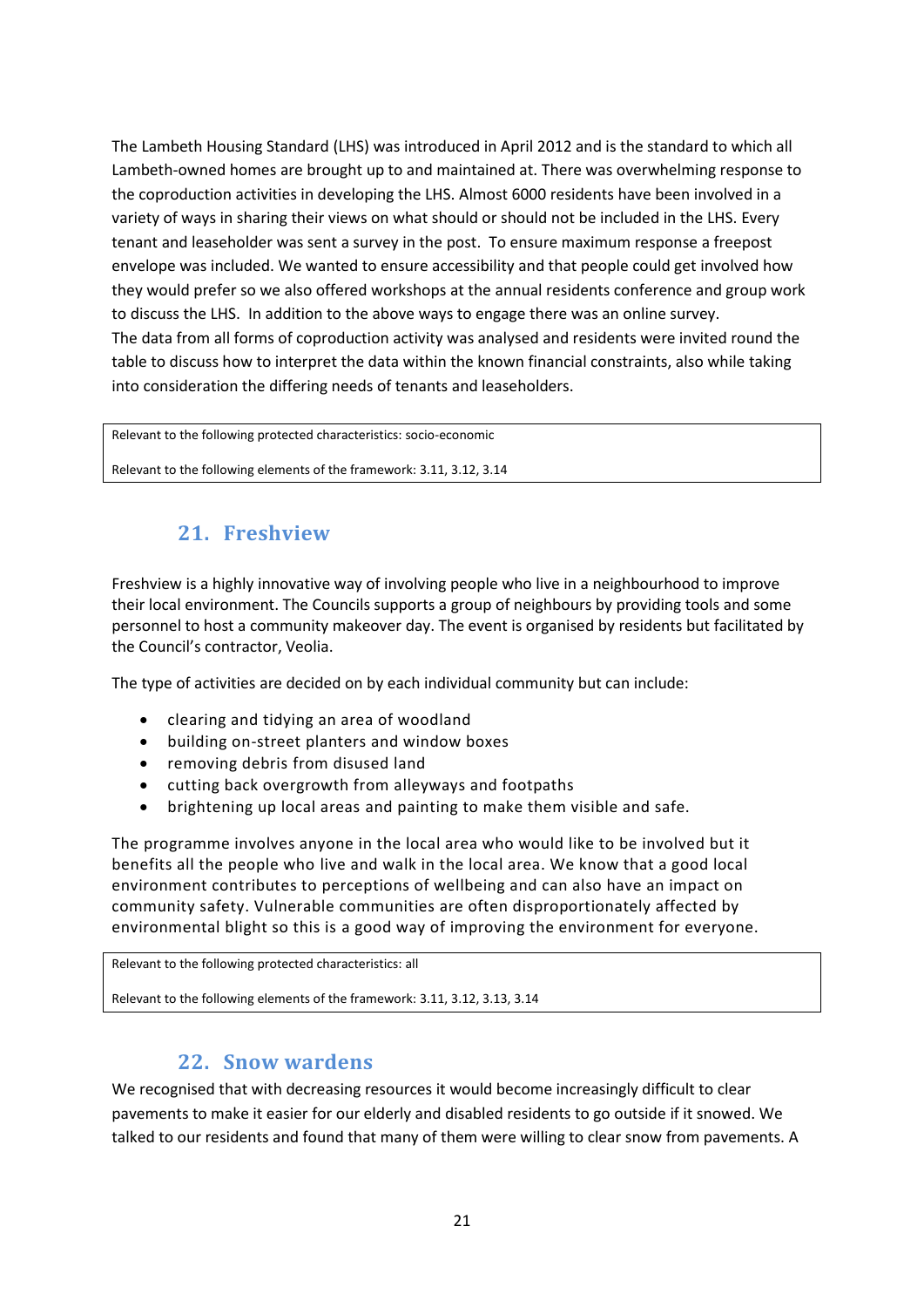The Lambeth Housing Standard (LHS) was introduced in April 2012 and is the standard to which all Lambeth-owned homes are brought up to and maintained at. There was overwhelming response to the coproduction activities in developing the LHS. Almost 6000 residents have been involved in a variety of ways in sharing their views on what should or should not be included in the LHS. Every tenant and leaseholder was sent a survey in the post. To ensure maximum response a freepost envelope was included. We wanted to ensure accessibility and that people could get involved how they would prefer so we also offered workshops at the annual residents conference and group work to discuss the LHS. In addition to the above ways to engage there was an online survey.
The data from all forms of coproduction activity was analysed and residents were invited round the table to discuss how to interpret the data within the known financial constraints, also while taking into consideration the differing needs of tenants and leaseholders.

| Relevant to the following protected characteristics: socio-economic |
|---|
| Relevant to the following elements of the framework: 3.11, 3.12, 3.14 |

## 21. Freshview

Freshview is a highly innovative way of involving people who live in a neighbourhood to improve their local environment. The Councils supports a group of neighbours by providing tools and some personnel to host a community makeover day. The event is organised by residents but facilitated by the Council's contractor, Veolia.

The type of activities are decided on by each individual community but can include:

- clearing and tidying an area of woodland
- building on-street planters and window boxes
- removing debris from disused land
- cutting back overgrowth from alleyways and footpaths
- brightening up local areas and painting to make them visible and safe.

The programme involves anyone in the local area who would like to be involved but it benefits all the people who live and walk in the local area. We know that a good local environment contributes to perceptions of wellbeing and can also have an impact on community safety. Vulnerable communities are often disproportionately affected by environmental blight so this is a good way of improving the environment for everyone.

| Relevant to the following protected characteristics: all |
|---|
| Relevant to the following elements of the framework: 3.11, 3.12, 3.13, 3.14 |

## 22. Snow wardens

We recognised that with decreasing resources it would become increasingly difficult to clear pavements to make it easier for our elderly and disabled residents to go outside if it snowed. We talked to our residents and found that many of them were willing to clear snow from pavements. A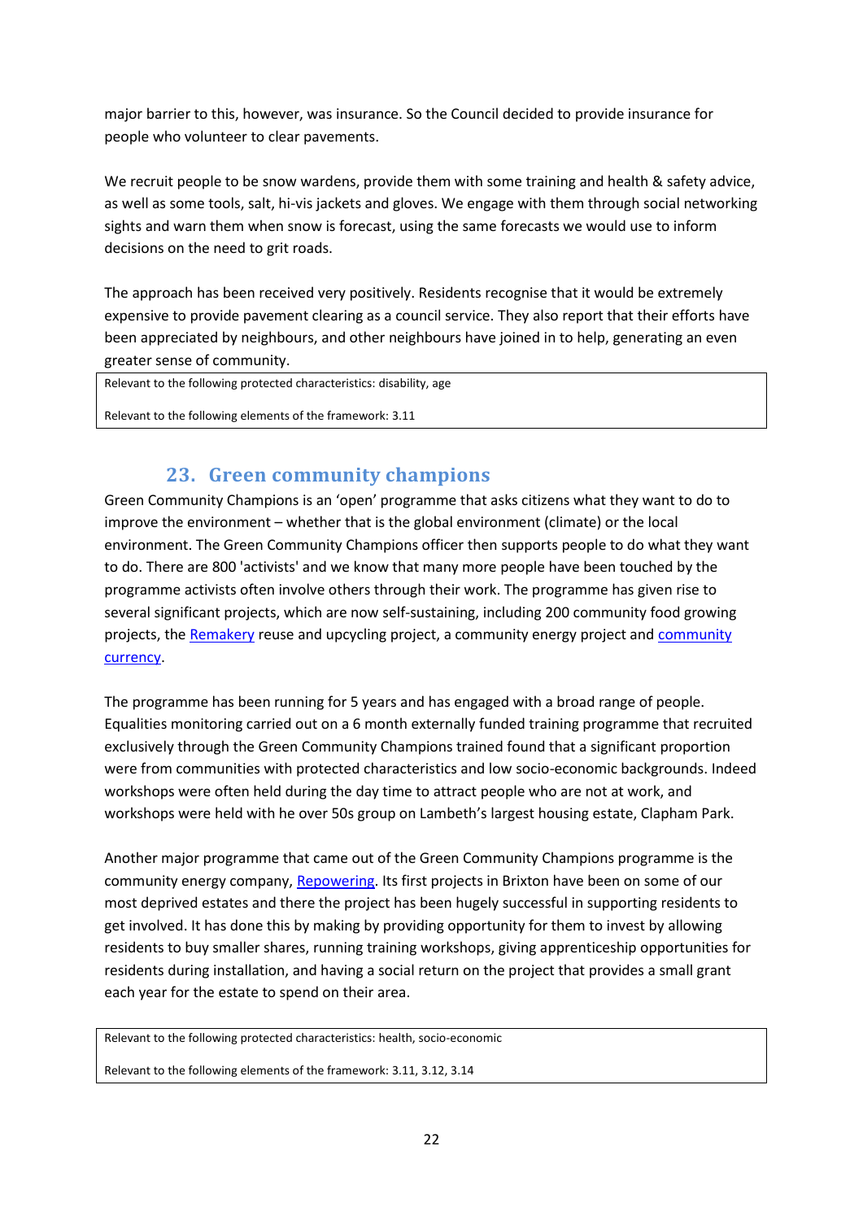major barrier to this, however, was insurance. So the Council decided to provide insurance for people who volunteer to clear pavements.

We recruit people to be snow wardens, provide them with some training and health & safety advice, as well as some tools, salt, hi-vis jackets and gloves. We engage with them through social networking sights and warn them when snow is forecast, using the same forecasts we would use to inform decisions on the need to grit roads.

The approach has been received very positively. Residents recognise that it would be extremely expensive to provide pavement clearing as a council service. They also report that their efforts have been appreciated by neighbours, and other neighbours have joined in to help, generating an even greater sense of community.

| Relevant to the following protected characteristics: disability, age<br><br>Relevant to the following elements of the framework: 3.11 |
|---|

## 23. Green community champions

Green Community Champions is an 'open' programme that asks citizens what they want to do to improve the environment – whether that is the global environment (climate) or the local environment. The Green Community Champions officer then supports people to do what they want to do. There are 800 'activists' and we know that many more people have been touched by the programme activists often involve others through their work. The programme has given rise to several significant projects, which are now self-sustaining, including 200 community food growing projects, the Remakery reuse and upcycling project, a community energy project and community currency.

The programme has been running for 5 years and has engaged with a broad range of people. Equalities monitoring carried out on a 6 month externally funded training programme that recruited exclusively through the Green Community Champions trained found that a significant proportion were from communities with protected characteristics and low socio-economic backgrounds. Indeed workshops were often held during the day time to attract people who are not at work, and workshops were held with he over 50s group on Lambeth's largest housing estate, Clapham Park.

Another major programme that came out of the Green Community Champions programme is the community energy company, Repowering. Its first projects in Brixton have been on some of our most deprived estates and there the project has been hugely successful in supporting residents to get involved. It has done this by making by providing opportunity for them to invest by allowing residents to buy smaller shares, running training workshops, giving apprenticeship opportunities for residents during installation, and having a social return on the project that provides a small grant each year for the estate to spend on their area.

| Relevant to the following protected characteristics: health, socio-economic<br><br>Relevant to the following elements of the framework: 3.11, 3.12, 3.14 |
|---|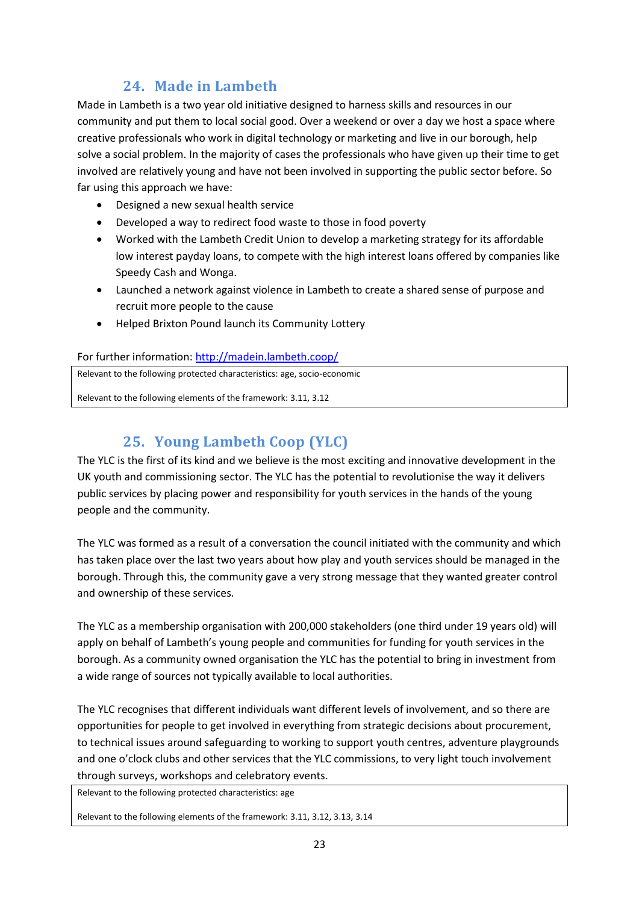## 24. Made in Lambeth

Made in Lambeth is a two year old initiative designed to harness skills and resources in our community and put them to local social good. Over a weekend or over a day we host a space where creative professionals who work in digital technology or marketing and live in our borough, help solve a social problem. In the majority of cases the professionals who have given up their time to get involved are relatively young and have not been involved in supporting the public sector before. So far using this approach we have:

- Designed a new sexual health service
- Developed a way to redirect food waste to those in food poverty
- Worked with the Lambeth Credit Union to develop a marketing strategy for its affordable low interest payday loans, to compete with the high interest loans offered by companies like Speedy Cash and Wonga.
- Launched a network against violence in Lambeth to create a shared sense of purpose and recruit more people to the cause
- Helped Brixton Pound launch its Community Lottery

For further information: [http://madein.lambeth.coop/](http://madein.lambeth.coop/)

| Relevant to the following protected characteristics: age, socio-economic<br><br>Relevant to the following elements of the framework: 3.11, 3.12 |
|---|

## 25. Young Lambeth Coop (YLC)

The YLC is the first of its kind and we believe is the most exciting and innovative development in the UK youth and commissioning sector. The YLC has the potential to revolutionise the way it delivers public services by placing power and responsibility for youth services in the hands of the young people and the community.

The YLC was formed as a result of a conversation the council initiated with the community and which has taken place over the last two years about how play and youth services should be managed in the borough. Through this, the community gave a very strong message that they wanted greater control and ownership of these services.

The YLC as a membership organisation with 200,000 stakeholders (one third under 19 years old) will apply on behalf of Lambeth's young people and communities for funding for youth services in the borough. As a community owned organisation the YLC has the potential to bring in investment from a wide range of sources not typically available to local authorities.

The YLC recognises that different individuals want different levels of involvement, and so there are opportunities for people to get involved in everything from strategic decisions about procurement, to technical issues around safeguarding to working to support youth centres, adventure playgrounds and one o'clock clubs and other services that the YLC commissions, to very light touch involvement through surveys, workshops and celebratory events.

| Relevant to the following protected characteristics: age<br><br>Relevant to the following elements of the framework: 3.11, 3.12, 3.13, 3.14 |
|---|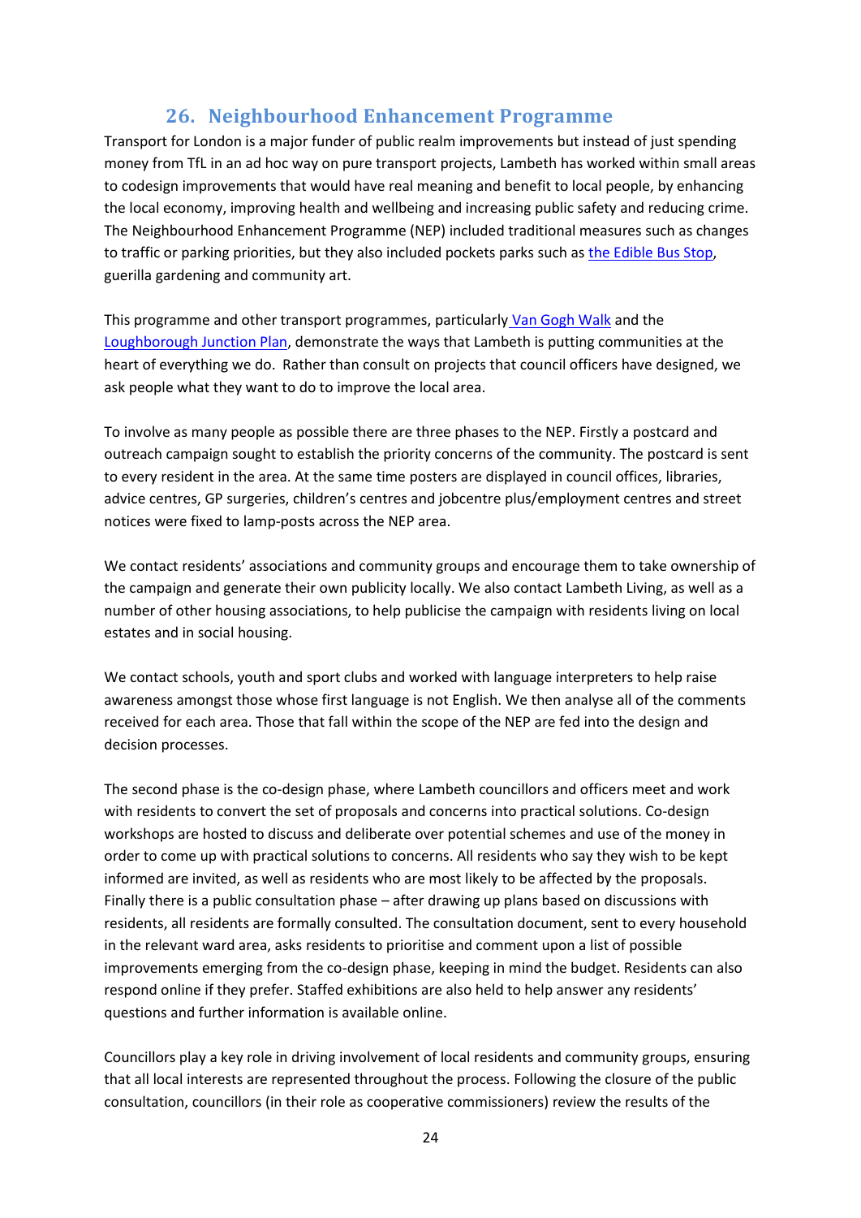## 26. Neighbourhood Enhancement Programme

Transport for London is a major funder of public realm improvements but instead of just spending money from TfL in an ad hoc way on pure transport projects, Lambeth has worked within small areas to codesign improvements that would have real meaning and benefit to local people, by enhancing the local economy, improving health and wellbeing and increasing public safety and reducing crime. The Neighbourhood Enhancement Programme (NEP) included traditional measures such as changes to traffic or parking priorities, but they also included pockets parks such as the Edible Bus Stop, guerilla gardening and community art.

This programme and other transport programmes, particularly Van Gogh Walk and the Loughborough Junction Plan, demonstrate the ways that Lambeth is putting communities at the heart of everything we do. Rather than consult on projects that council officers have designed, we ask people what they want to do to improve the local area.

To involve as many people as possible there are three phases to the NEP. Firstly a postcard and outreach campaign sought to establish the priority concerns of the community. The postcard is sent to every resident in the area. At the same time posters are displayed in council offices, libraries, advice centres, GP surgeries, children's centres and jobcentre plus/employment centres and street notices were fixed to lamp-posts across the NEP area.

We contact residents' associations and community groups and encourage them to take ownership of the campaign and generate their own publicity locally. We also contact Lambeth Living, as well as a number of other housing associations, to help publicise the campaign with residents living on local estates and in social housing.

We contact schools, youth and sport clubs and worked with language interpreters to help raise awareness amongst those whose first language is not English. We then analyse all of the comments received for each area. Those that fall within the scope of the NEP are fed into the design and decision processes.

The second phase is the co-design phase, where Lambeth councillors and officers meet and work with residents to convert the set of proposals and concerns into practical solutions. Co-design workshops are hosted to discuss and deliberate over potential schemes and use of the money in order to come up with practical solutions to concerns. All residents who say they wish to be kept informed are invited, as well as residents who are most likely to be affected by the proposals. Finally there is a public consultation phase – after drawing up plans based on discussions with residents, all residents are formally consulted. The consultation document, sent to every household in the relevant ward area, asks residents to prioritise and comment upon a list of possible improvements emerging from the co-design phase, keeping in mind the budget. Residents can also respond online if they prefer. Staffed exhibitions are also held to help answer any residents' questions and further information is available online.

Councillors play a key role in driving involvement of local residents and community groups, ensuring that all local interests are represented throughout the process. Following the closure of the public consultation, councillors (in their role as cooperative commissioners) review the results of the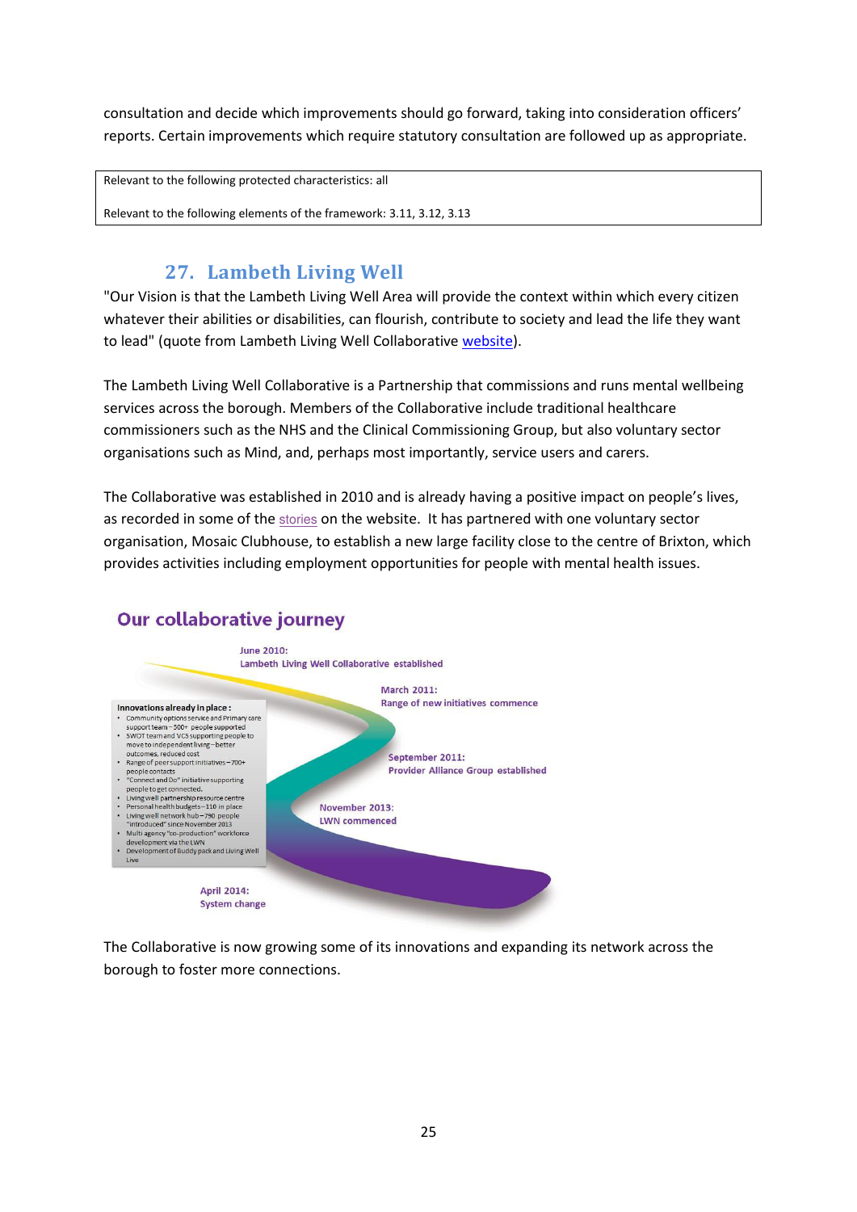consultation and decide which improvements should go forward, taking into consideration officers' reports. Certain improvements which require statutory consultation are followed up as appropriate.

| Relevant to the following protected characteristics: all |
|---|
| Relevant to the following elements of the framework: 3.11, 3.12, 3.13 |

## 27. Lambeth Living Well

"Our Vision is that the Lambeth Living Well Area will provide the context within which every citizen whatever their abilities or disabilities, can flourish, contribute to society and lead the life they want to lead" (quote from Lambeth Living Well Collaborative website).

The Lambeth Living Well Collaborative is a Partnership that commissions and runs mental wellbeing services across the borough. Members of the Collaborative include traditional healthcare commissioners such as the NHS and the Clinical Commissioning Group, but also voluntary sector organisations such as Mind, and, perhaps most importantly, service users and carers.

The Collaborative was established in 2010 and is already having a positive impact on people's lives, as recorded in some of the stories on the website. It has partnered with one voluntary sector organisation, Mosaic Clubhouse, to establish a new large facility close to the centre of Brixton, which provides activities including employment opportunities for people with mental health issues.

### Our collaborative journey

- June 2010: Lambeth Living Well Collaborative established
- March 2011: Range of new initiatives commence
- September 2011: Provider Alliance Group established
- November 2013: LWN commenced
- April 2014: System change

**Innovations already in place:**

- Community options service and Primary care support team – 500+ people supported
- SWOT team and VCS supporting people to move to independent living – better outcomes, reduced cost
- Range of peer support initiatives – 700+ people contacts
- "Connect and Do" initiative supporting people to get connected.
- Living well partnership resource centre
- Personal health budgets – 110 in place
- Living well network hub – 790 people "introduced" since November 2013
- Multi agency "co-production" workforce development via the LWN
- Development of Buddy pack and Living Well Live

The Collaborative is now growing some of its innovations and expanding its network across the borough to foster more connections.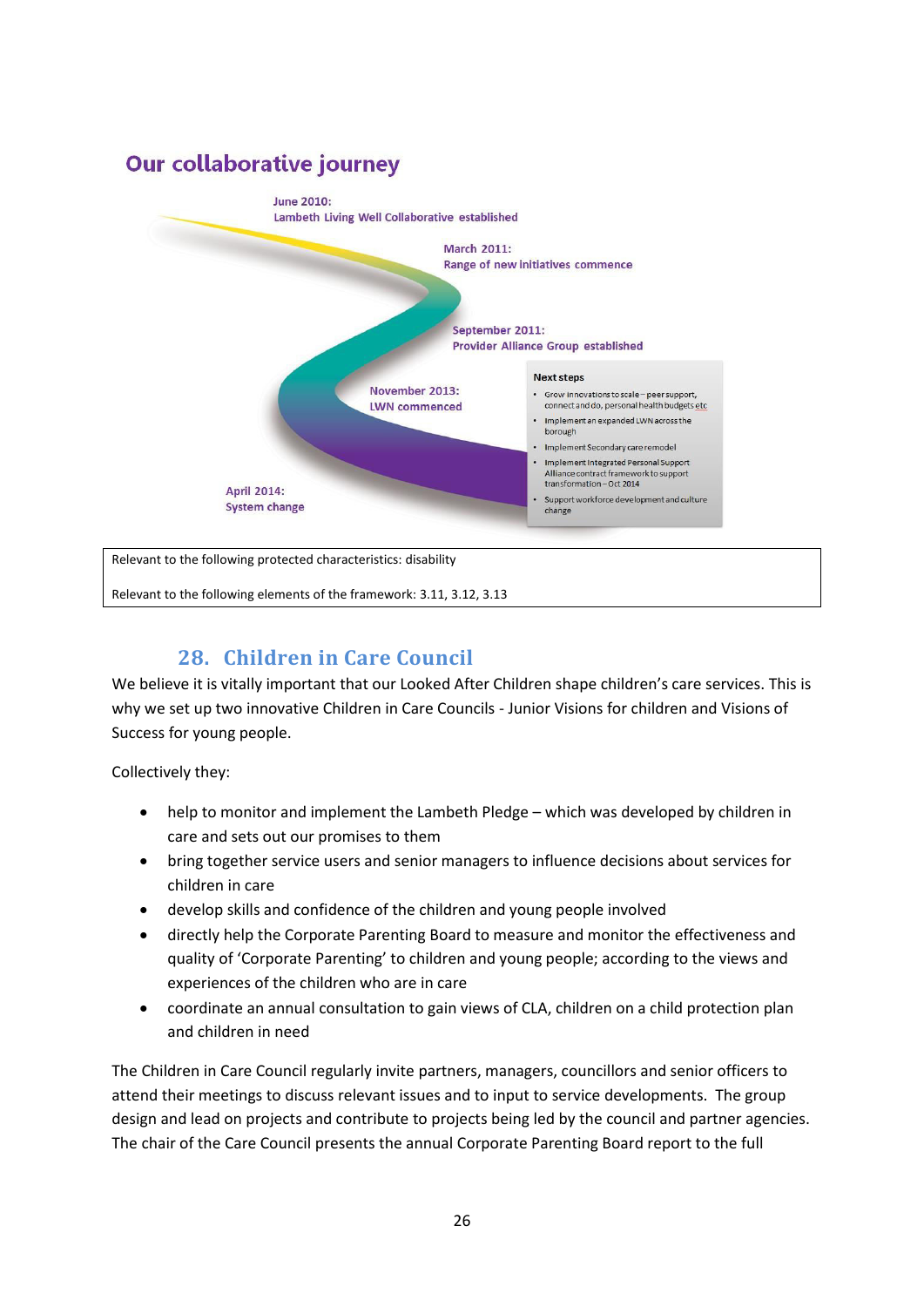## Our collaborative journey

June 2010:
Lambeth Living Well Collaborative established

March 2011:
Range of new initiatives commence

September 2011:
Provider Alliance Group established

November 2013:
LWN commenced

April 2014:
System change

**Next steps**

- Grow innovations to scale – peer support, connect and do, personal health budgets etc
- Implement an expanded LWN across the borough
- Implement Secondary care remodel
- Implement Integrated Personal Support Alliance contract framework to support transformation – Oct 2014
- Support workforce development and culture change

| Relevant to the following protected characteristics: disability |
| --- |
| Relevant to the following elements of the framework: 3.11, 3.12, 3.13 |

## 28. Children in Care Council

We believe it is vitally important that our Looked After Children shape children's care services. This is why we set up two innovative Children in Care Councils - Junior Visions for children and Visions of Success for young people.

Collectively they:

- help to monitor and implement the Lambeth Pledge – which was developed by children in care and sets out our promises to them
- bring together service users and senior managers to influence decisions about services for children in care
- develop skills and confidence of the children and young people involved
- directly help the Corporate Parenting Board to measure and monitor the effectiveness and quality of 'Corporate Parenting' to children and young people; according to the views and experiences of the children who are in care
- coordinate an annual consultation to gain views of CLA, children on a child protection plan and children in need

The Children in Care Council regularly invite partners, managers, councillors and senior officers to attend their meetings to discuss relevant issues and to input to service developments. The group design and lead on projects and contribute to projects being led by the council and partner agencies. The chair of the Care Council presents the annual Corporate Parenting Board report to the full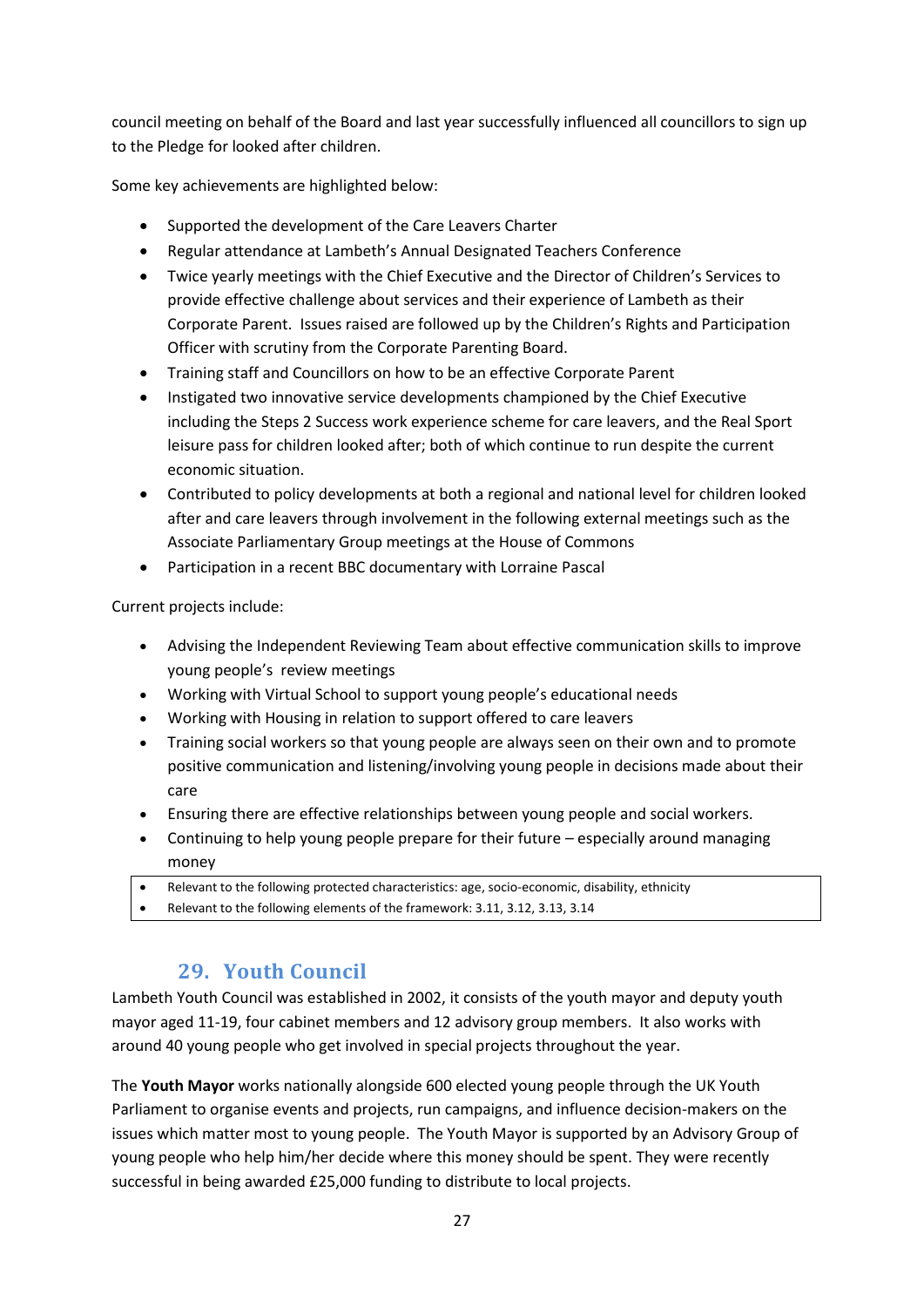council meeting on behalf of the Board and last year successfully influenced all councillors to sign up to the Pledge for looked after children.

Some key achievements are highlighted below:

- Supported the development of the Care Leavers Charter
- Regular attendance at Lambeth's Annual Designated Teachers Conference
- Twice yearly meetings with the Chief Executive and the Director of Children's Services to provide effective challenge about services and their experience of Lambeth as their Corporate Parent. Issues raised are followed up by the Children's Rights and Participation Officer with scrutiny from the Corporate Parenting Board.
- Training staff and Councillors on how to be an effective Corporate Parent
- Instigated two innovative service developments championed by the Chief Executive including the Steps 2 Success work experience scheme for care leavers, and the Real Sport leisure pass for children looked after; both of which continue to run despite the current economic situation.
- Contributed to policy developments at both a regional and national level for children looked after and care leavers through involvement in the following external meetings such as the Associate Parliamentary Group meetings at the House of Commons
- Participation in a recent BBC documentary with Lorraine Pascal

Current projects include:

- Advising the Independent Reviewing Team about effective communication skills to improve young people's review meetings
- Working with Virtual School to support young people's educational needs
- Working with Housing in relation to support offered to care leavers
- Training social workers so that young people are always seen on their own and to promote positive communication and listening/involving young people in decisions made about their care
- Ensuring there are effective relationships between young people and social workers.
- Continuing to help young people prepare for their future – especially around managing money

- Relevant to the following protected characteristics: age, socio-economic, disability, ethnicity
- Relevant to the following elements of the framework: 3.11, 3.12, 3.13, 3.14

## 29. Youth Council

Lambeth Youth Council was established in 2002, it consists of the youth mayor and deputy youth mayor aged 11-19, four cabinet members and 12 advisory group members. It also works with around 40 young people who get involved in special projects throughout the year.

The **Youth Mayor** works nationally alongside 600 elected young people through the UK Youth Parliament to organise events and projects, run campaigns, and influence decision-makers on the issues which matter most to young people. The Youth Mayor is supported by an Advisory Group of young people who help him/her decide where this money should be spent. They were recently successful in being awarded £25,000 funding to distribute to local projects.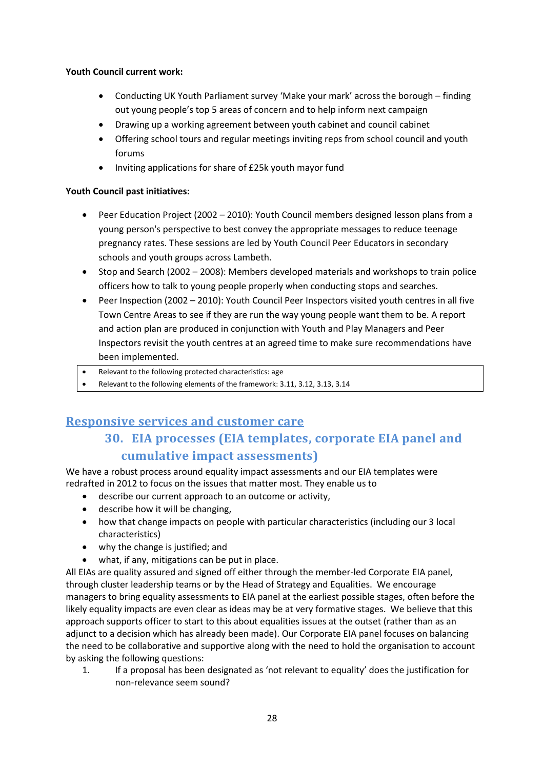**Youth Council current work:**

- Conducting UK Youth Parliament survey 'Make your mark' across the borough – finding out young people's top 5 areas of concern and to help inform next campaign
- Drawing up a working agreement between youth cabinet and council cabinet
- Offering school tours and regular meetings inviting reps from school council and youth forums
- Inviting applications for share of £25k youth mayor fund

**Youth Council past initiatives:**

- Peer Education Project (2002 – 2010): Youth Council members designed lesson plans from a young person's perspective to best convey the appropriate messages to reduce teenage pregnancy rates. These sessions are led by Youth Council Peer Educators in secondary schools and youth groups across Lambeth.
- Stop and Search (2002 – 2008): Members developed materials and workshops to train police officers how to talk to young people properly when conducting stops and searches.
- Peer Inspection (2002 – 2010): Youth Council Peer Inspectors visited youth centres in all five Town Centre Areas to see if they are run the way young people want them to be. A report and action plan are produced in conjunction with Youth and Play Managers and Peer Inspectors revisit the youth centres at an agreed time to make sure recommendations have been implemented.

- Relevant to the following protected characteristics: age
- Relevant to the following elements of the framework: 3.11, 3.12, 3.13, 3.14

# Responsive services and customer care

## 30. EIA processes (EIA templates, corporate EIA panel and cumulative impact assessments)

We have a robust process around equality impact assessments and our EIA templates were redrafted in 2012 to focus on the issues that matter most. They enable us to

- describe our current approach to an outcome or activity,
- describe how it will be changing,
- how that change impacts on people with particular characteristics (including our 3 local characteristics)
- why the change is justified; and
- what, if any, mitigations can be put in place.

All EIAs are quality assured and signed off either through the member-led Corporate EIA panel, through cluster leadership teams or by the Head of Strategy and Equalities. We encourage managers to bring equality assessments to EIA panel at the earliest possible stages, often before the likely equality impacts are even clear as ideas may be at very formative stages. We believe that this approach supports officer to start to this about equalities issues at the outset (rather than as an adjunct to a decision which has already been made). Our Corporate EIA panel focuses on balancing the need to be collaborative and supportive along with the need to hold the organisation to account by asking the following questions:

1. If a proposal has been designated as 'not relevant to equality' does the justification for non-relevance seem sound?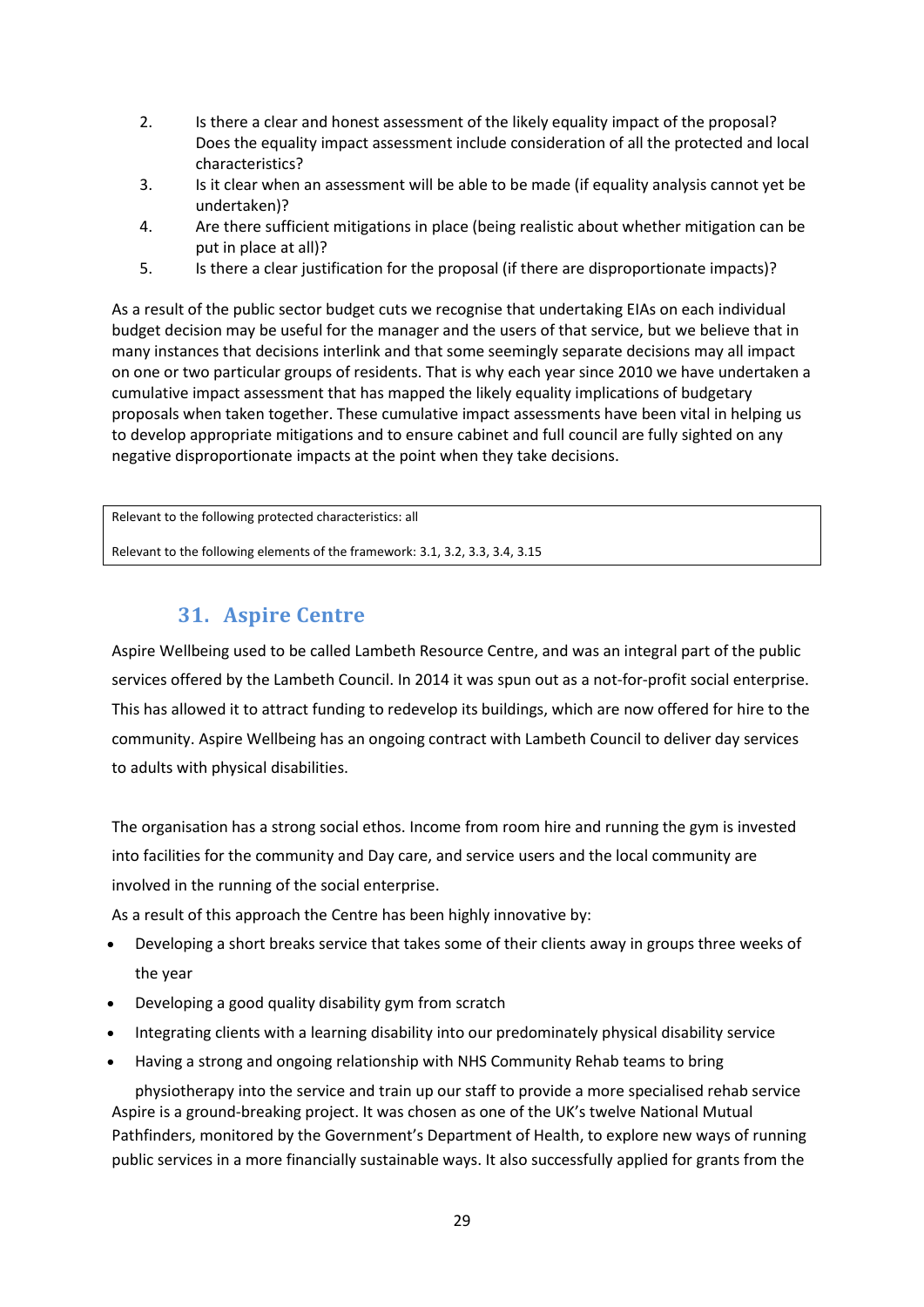2. Is there a clear and honest assessment of the likely equality impact of the proposal? Does the equality impact assessment include consideration of all the protected and local characteristics?
3. Is it clear when an assessment will be able to be made (if equality analysis cannot yet be undertaken)?
4. Are there sufficient mitigations in place (being realistic about whether mitigation can be put in place at all)?
5. Is there a clear justification for the proposal (if there are disproportionate impacts)?

As a result of the public sector budget cuts we recognise that undertaking EIAs on each individual budget decision may be useful for the manager and the users of that service, but we believe that in many instances that decisions interlink and that some seemingly separate decisions may all impact on one or two particular groups of residents. That is why each year since 2010 we have undertaken a cumulative impact assessment that has mapped the likely equality implications of budgetary proposals when taken together. These cumulative impact assessments have been vital in helping us to develop appropriate mitigations and to ensure cabinet and full council are fully sighted on any negative disproportionate impacts at the point when they take decisions.

| Relevant to the following protected characteristics: all |
|---|
| Relevant to the following elements of the framework: 3.1, 3.2, 3.3, 3.4, 3.15 |

## 31. Aspire Centre

Aspire Wellbeing used to be called Lambeth Resource Centre, and was an integral part of the public services offered by the Lambeth Council. In 2014 it was spun out as a not-for-profit social enterprise. This has allowed it to attract funding to redevelop its buildings, which are now offered for hire to the community. Aspire Wellbeing has an ongoing contract with Lambeth Council to deliver day services to adults with physical disabilities.

The organisation has a strong social ethos. Income from room hire and running the gym is invested into facilities for the community and Day care, and service users and the local community are involved in the running of the social enterprise.

As a result of this approach the Centre has been highly innovative by:

- Developing a short breaks service that takes some of their clients away in groups three weeks of the year
- Developing a good quality disability gym from scratch
- Integrating clients with a learning disability into our predominately physical disability service
- Having a strong and ongoing relationship with NHS Community Rehab teams to bring physiotherapy into the service and train up our staff to provide a more specialised rehab service

Aspire is a ground-breaking project. It was chosen as one of the UK's twelve National Mutual Pathfinders, monitored by the Government's Department of Health, to explore new ways of running public services in a more financially sustainable ways. It also successfully applied for grants from the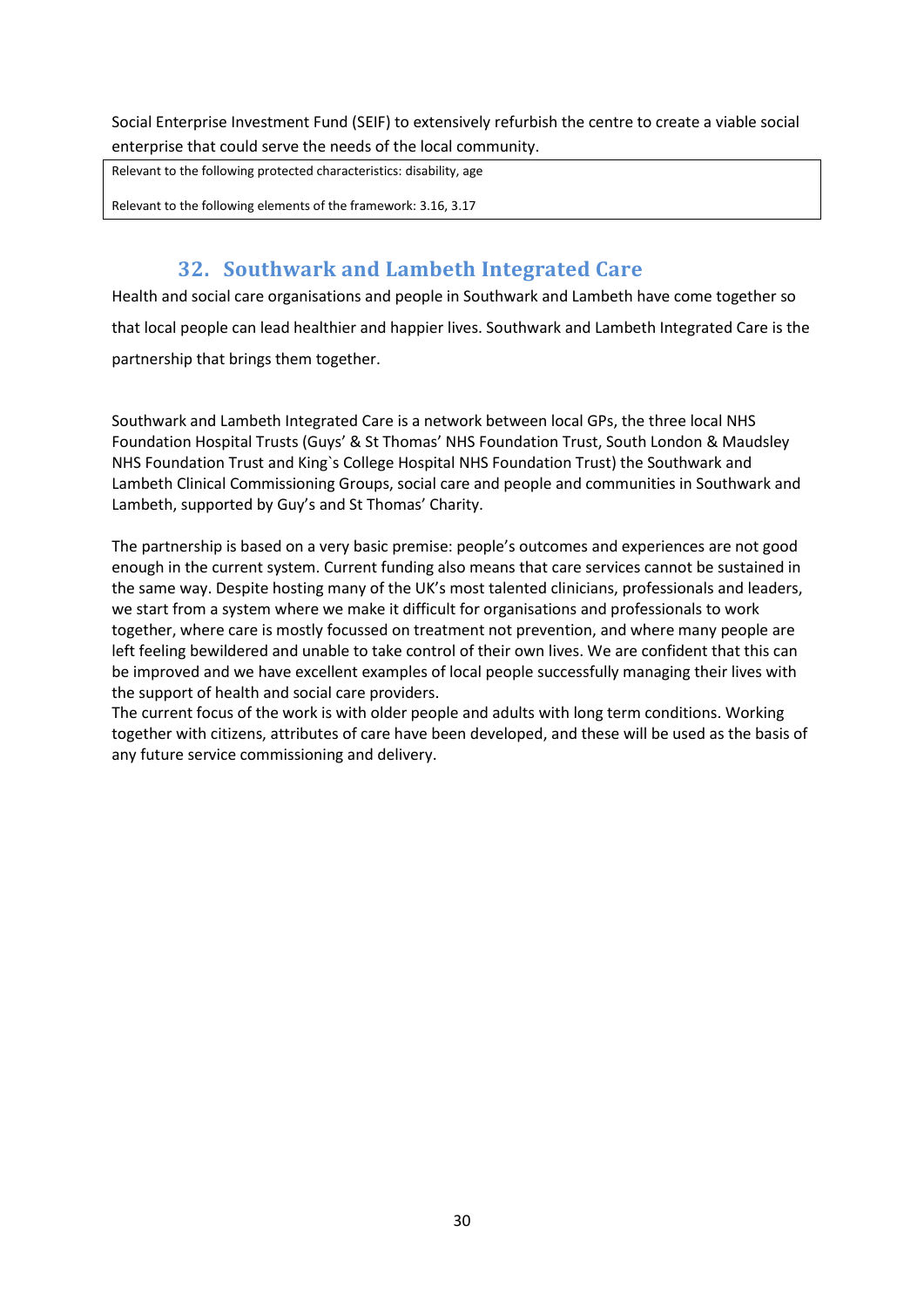Social Enterprise Investment Fund (SEIF) to extensively refurbish the centre to create a viable social enterprise that could serve the needs of the local community.

| Relevant to the following protected characteristics: disability, age<br><br>Relevant to the following elements of the framework: 3.16, 3.17 |
|---|

## 32. Southwark and Lambeth Integrated Care

Health and social care organisations and people in Southwark and Lambeth have come together so that local people can lead healthier and happier lives. Southwark and Lambeth Integrated Care is the partnership that brings them together.

Southwark and Lambeth Integrated Care is a network between local GPs, the three local NHS Foundation Hospital Trusts (Guys' & St Thomas' NHS Foundation Trust, South London & Maudsley NHS Foundation Trust and King`s College Hospital NHS Foundation Trust) the Southwark and Lambeth Clinical Commissioning Groups, social care and people and communities in Southwark and Lambeth, supported by Guy's and St Thomas' Charity.

The partnership is based on a very basic premise: people's outcomes and experiences are not good enough in the current system. Current funding also means that care services cannot be sustained in the same way. Despite hosting many of the UK's most talented clinicians, professionals and leaders, we start from a system where we make it difficult for organisations and professionals to work together, where care is mostly focussed on treatment not prevention, and where many people are left feeling bewildered and unable to take control of their own lives. We are confident that this can be improved and we have excellent examples of local people successfully managing their lives with the support of health and social care providers.
The current focus of the work is with older people and adults with long term conditions. Working together with citizens, attributes of care have been developed, and these will be used as the basis of any future service commissioning and delivery.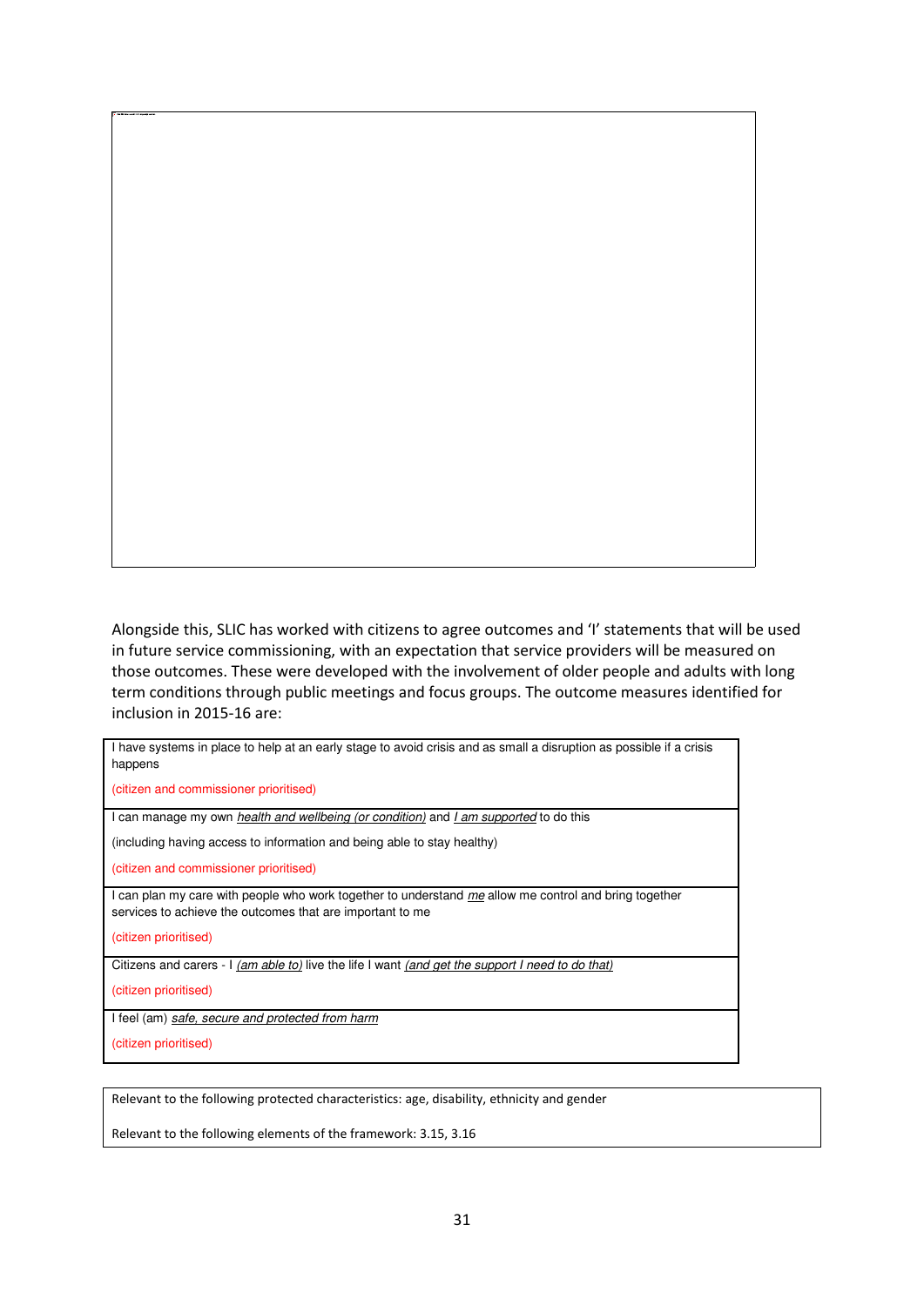Alongside this, SLIC has worked with citizens to agree outcomes and 'I' statements that will be used in future service commissioning, with an expectation that service providers will be measured on those outcomes. These were developed with the involvement of older people and adults with long term conditions through public meetings and focus groups. The outcome measures identified for inclusion in 2015-16 are:

| |
|---|
| I have systems in place to help at an early stage to avoid crisis and as small a disruption as possible if a crisis happens<br><br>(citizen and commissioner prioritised) |
| I can manage my own *health and wellbeing (or condition)* and *I am supported* to do this<br><br>(including having access to information and being able to stay healthy)<br><br>(citizen and commissioner prioritised) |
| I can plan my care with people who work together to understand *me* allow me control and bring together services to achieve the outcomes that are important to me<br><br>(citizen prioritised) |
| Citizens and carers - I *(am able to)* live the life I want *(and get the support I need to do that)*<br><br>(citizen prioritised) |
| I feel (am) *safe, secure and protected from harm*<br><br>(citizen prioritised) |

Relevant to the following protected characteristics: age, disability, ethnicity and gender

Relevant to the following elements of the framework: 3.15, 3.16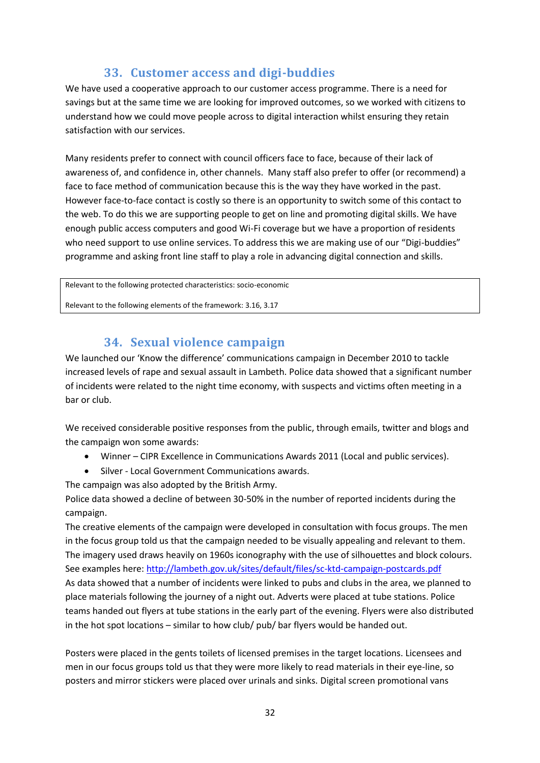## 33. Customer access and digi-buddies

We have used a cooperative approach to our customer access programme. There is a need for savings but at the same time we are looking for improved outcomes, so we worked with citizens to understand how we could move people across to digital interaction whilst ensuring they retain satisfaction with our services.

Many residents prefer to connect with council officers face to face, because of their lack of awareness of, and confidence in, other channels. Many staff also prefer to offer (or recommend) a face to face method of communication because this is the way they have worked in the past. However face-to-face contact is costly so there is an opportunity to switch some of this contact to the web. To do this we are supporting people to get on line and promoting digital skills. We have enough public access computers and good Wi-Fi coverage but we have a proportion of residents who need support to use online services. To address this we are making use of our "Digi-buddies" programme and asking front line staff to play a role in advancing digital connection and skills.

| Relevant to the following protected characteristics: socio-economic<br><br>Relevant to the following elements of the framework: 3.16, 3.17 |
|---|

## 34. Sexual violence campaign

We launched our 'Know the difference' communications campaign in December 2010 to tackle increased levels of rape and sexual assault in Lambeth. Police data showed that a significant number of incidents were related to the night time economy, with suspects and victims often meeting in a bar or club.

We received considerable positive responses from the public, through emails, twitter and blogs and the campaign won some awards:

- Winner – CIPR Excellence in Communications Awards 2011 (Local and public services).
- Silver - Local Government Communications awards.

The campaign was also adopted by the British Army.

Police data showed a decline of between 30-50% in the number of reported incidents during the campaign.

The creative elements of the campaign were developed in consultation with focus groups. The men in the focus group told us that the campaign needed to be visually appealing and relevant to them. The imagery used draws heavily on 1960s iconography with the use of silhouettes and block colours. See examples here: http://lambeth.gov.uk/sites/default/files/sc-ktd-campaign-postcards.pdf

As data showed that a number of incidents were linked to pubs and clubs in the area, we planned to place materials following the journey of a night out. Adverts were placed at tube stations. Police teams handed out flyers at tube stations in the early part of the evening. Flyers were also distributed in the hot spot locations – similar to how club/ pub/ bar flyers would be handed out.

Posters were placed in the gents toilets of licensed premises in the target locations. Licensees and men in our focus groups told us that they were more likely to read materials in their eye-line, so posters and mirror stickers were placed over urinals and sinks. Digital screen promotional vans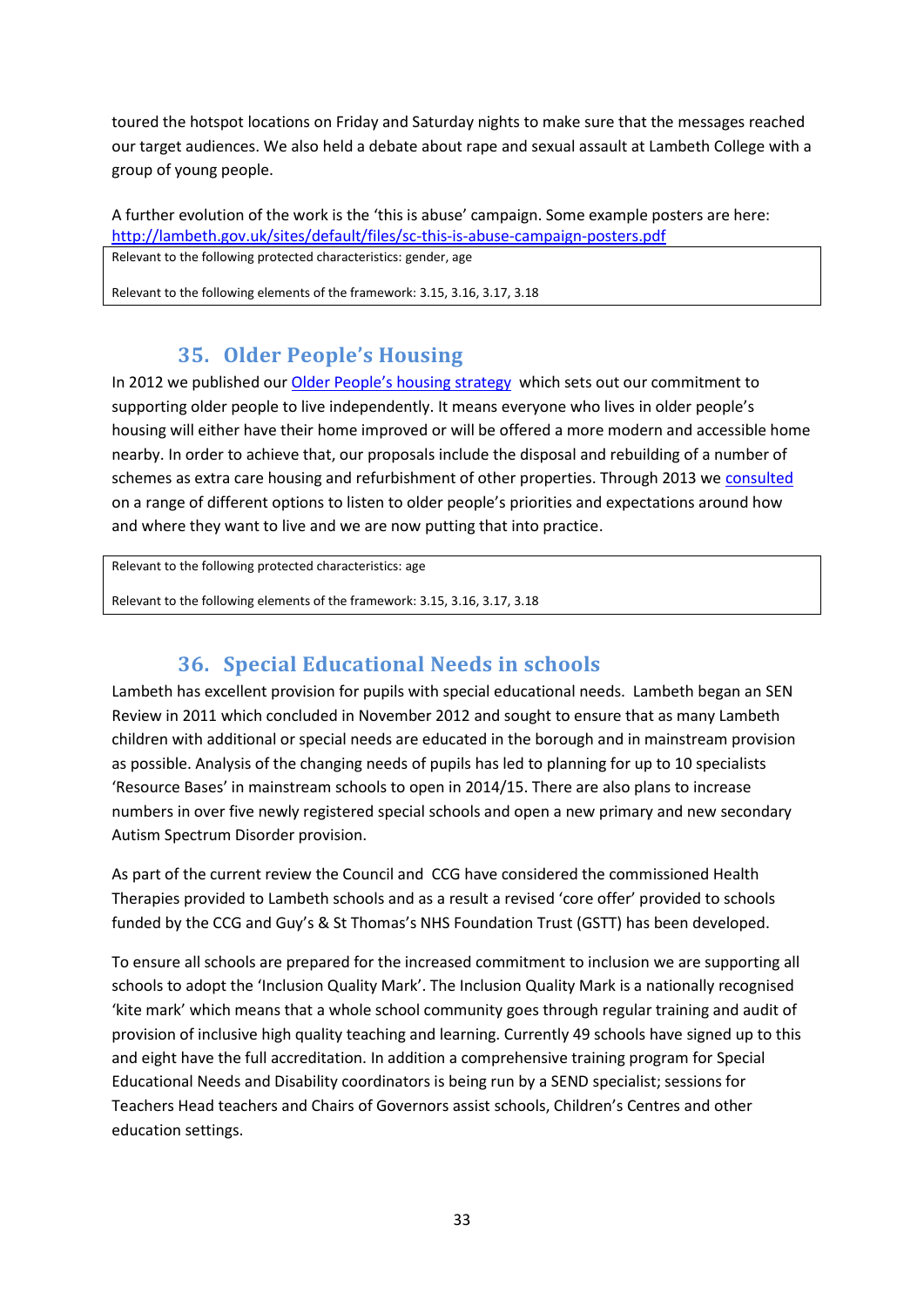toured the hotspot locations on Friday and Saturday nights to make sure that the messages reached our target audiences. We also held a debate about rape and sexual assault at Lambeth College with a group of young people.

A further evolution of the work is the 'this is abuse' campaign. Some example posters are here: http://lambeth.gov.uk/sites/default/files/sc-this-is-abuse-campaign-posters.pdf

Relevant to the following protected characteristics: gender, age

Relevant to the following elements of the framework: 3.15, 3.16, 3.17, 3.18

## 35. Older People's Housing

In 2012 we published our Older People's housing strategy which sets out our commitment to supporting older people to live independently. It means everyone who lives in older people's housing will either have their home improved or will be offered a more modern and accessible home nearby. In order to achieve that, our proposals include the disposal and rebuilding of a number of schemes as extra care housing and refurbishment of other properties. Through 2013 we consulted on a range of different options to listen to older people's priorities and expectations around how and where they want to live and we are now putting that into practice.

Relevant to the following protected characteristics: age

Relevant to the following elements of the framework: 3.15, 3.16, 3.17, 3.18

## 36. Special Educational Needs in schools

Lambeth has excellent provision for pupils with special educational needs. Lambeth began an SEN Review in 2011 which concluded in November 2012 and sought to ensure that as many Lambeth children with additional or special needs are educated in the borough and in mainstream provision as possible. Analysis of the changing needs of pupils has led to planning for up to 10 specialists 'Resource Bases' in mainstream schools to open in 2014/15. There are also plans to increase numbers in over five newly registered special schools and open a new primary and new secondary Autism Spectrum Disorder provision.

As part of the current review the Council and CCG have considered the commissioned Health Therapies provided to Lambeth schools and as a result a revised 'core offer' provided to schools funded by the CCG and Guy's & St Thomas's NHS Foundation Trust (GSTT) has been developed.

To ensure all schools are prepared for the increased commitment to inclusion we are supporting all schools to adopt the 'Inclusion Quality Mark'. The Inclusion Quality Mark is a nationally recognised 'kite mark' which means that a whole school community goes through regular training and audit of provision of inclusive high quality teaching and learning. Currently 49 schools have signed up to this and eight have the full accreditation. In addition a comprehensive training program for Special Educational Needs and Disability coordinators is being run by a SEND specialist; sessions for Teachers Head teachers and Chairs of Governors assist schools, Children's Centres and other education settings.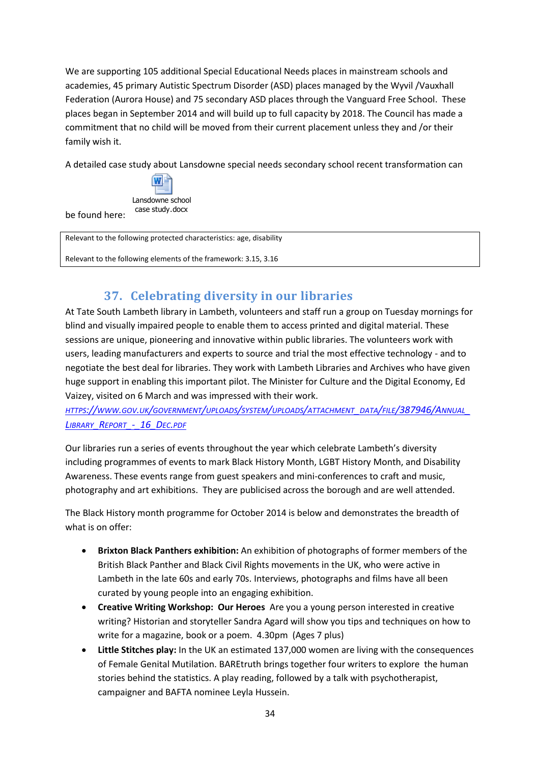We are supporting 105 additional Special Educational Needs places in mainstream schools and academies, 45 primary Autistic Spectrum Disorder (ASD) places managed by the Wyvil /Vauxhall Federation (Aurora House) and 75 secondary ASD places through the Vanguard Free School. These places began in September 2014 and will build up to full capacity by 2018. The Council has made a commitment that no child will be moved from their current placement unless they and /or their family wish it.

A detailed case study about Lansdowne special needs secondary school recent transformation can be found here: Lansdowne school case study.docx

| Relevant to the following protected characteristics: age, disability<br><br>Relevant to the following elements of the framework: 3.15, 3.16 |
|---|

## 37. Celebrating diversity in our libraries

At Tate South Lambeth library in Lambeth, volunteers and staff run a group on Tuesday mornings for blind and visually impaired people to enable them to access printed and digital material. These sessions are unique, pioneering and innovative within public libraries. The volunteers work with users, leading manufacturers and experts to source and trial the most effective technology - and to negotiate the best deal for libraries. They work with Lambeth Libraries and Archives who have given huge support in enabling this important pilot. The Minister for Culture and the Digital Economy, Ed Vaizey, visited on 6 March and was impressed with their work. [HTTPS://WWW.GOV.UK/GOVERNMENT/UPLOADS/SYSTEM/UPLOADS/ATTACHMENT_DATA/FILE/387946/ANNUAL_LIBRARY_REPORT_-_16_DEC.PDF](https://www.gov.uk/government/uploads/system/uploads/attachment_data/file/387946/Annual_Library_Report_-_16_Dec.pdf)

Our libraries run a series of events throughout the year which celebrate Lambeth's diversity including programmes of events to mark Black History Month, LGBT History Month, and Disability Awareness. These events range from guest speakers and mini-conferences to craft and music, photography and art exhibitions. They are publicised across the borough and are well attended.

The Black History month programme for October 2014 is below and demonstrates the breadth of what is on offer:

- **Brixton Black Panthers exhibition:** An exhibition of photographs of former members of the British Black Panther and Black Civil Rights movements in the UK, who were active in Lambeth in the late 60s and early 70s. Interviews, photographs and films have all been curated by young people into an engaging exhibition.
- **Creative Writing Workshop: Our Heroes** Are you a young person interested in creative writing? Historian and storyteller Sandra Agard will show you tips and techniques on how to write for a magazine, book or a poem. 4.30pm (Ages 7 plus)
- **Little Stitches play:** In the UK an estimated 137,000 women are living with the consequences of Female Genital Mutilation. BAREtruth brings together four writers to explore the human stories behind the statistics. A play reading, followed by a talk with psychotherapist, campaigner and BAFTA nominee Leyla Hussein.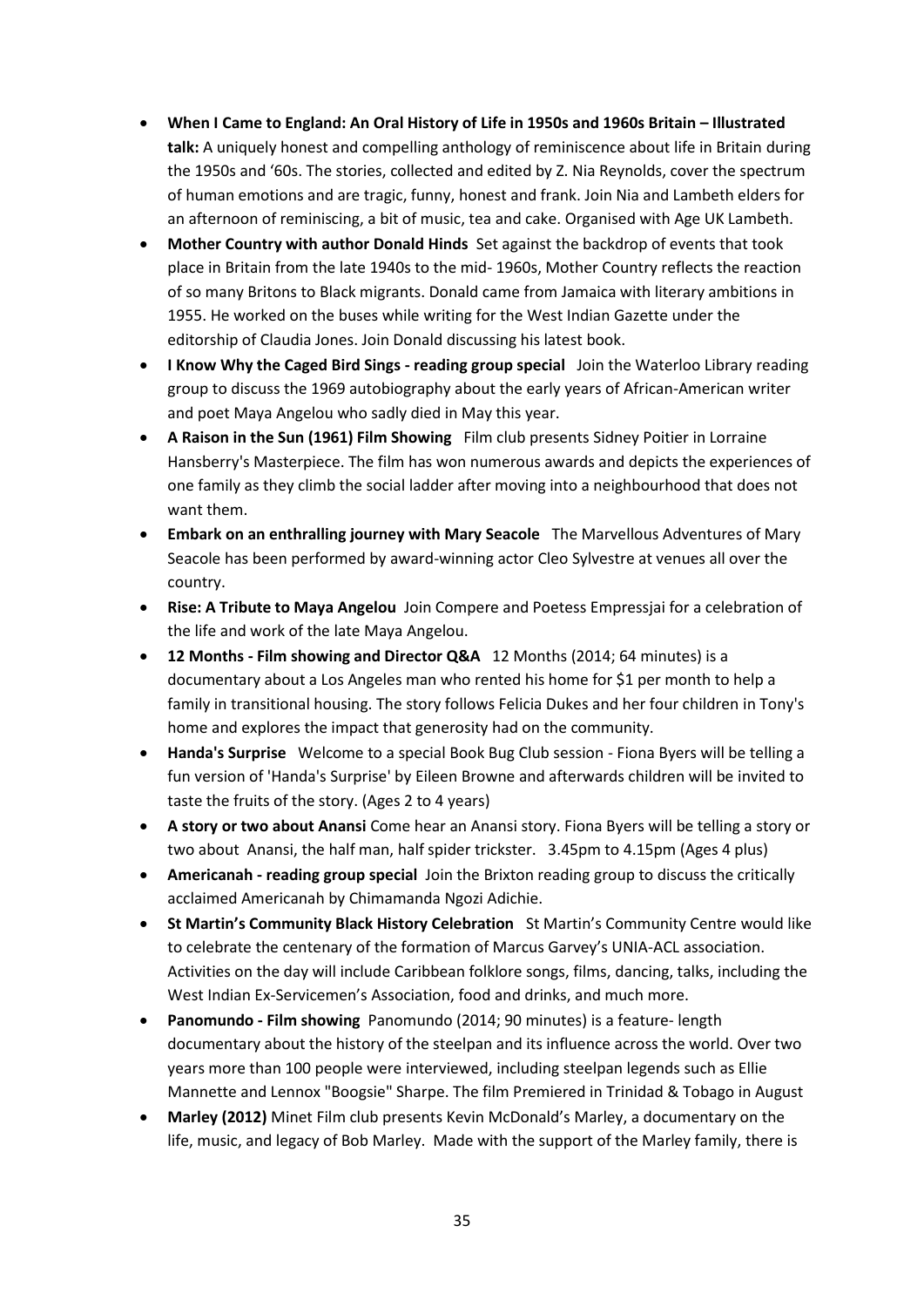- **When I Came to England: An Oral History of Life in 1950s and 1960s Britain – Illustrated talk:** A uniquely honest and compelling anthology of reminiscence about life in Britain during the 1950s and '60s. The stories, collected and edited by Z. Nia Reynolds, cover the spectrum of human emotions and are tragic, funny, honest and frank. Join Nia and Lambeth elders for an afternoon of reminiscing, a bit of music, tea and cake. Organised with Age UK Lambeth.
- **Mother Country with author Donald Hinds** Set against the backdrop of events that took place in Britain from the late 1940s to the mid- 1960s, Mother Country reflects the reaction of so many Britons to Black migrants. Donald came from Jamaica with literary ambitions in 1955. He worked on the buses while writing for the West Indian Gazette under the editorship of Claudia Jones. Join Donald discussing his latest book.
- **I Know Why the Caged Bird Sings - reading group special** Join the Waterloo Library reading group to discuss the 1969 autobiography about the early years of African-American writer and poet Maya Angelou who sadly died in May this year.
- **A Raison in the Sun (1961) Film Showing** Film club presents Sidney Poitier in Lorraine Hansberry's Masterpiece. The film has won numerous awards and depicts the experiences of one family as they climb the social ladder after moving into a neighbourhood that does not want them.
- **Embark on an enthralling journey with Mary Seacole** The Marvellous Adventures of Mary Seacole has been performed by award-winning actor Cleo Sylvestre at venues all over the country.
- **Rise: A Tribute to Maya Angelou** Join Compere and Poetess Empressjai for a celebration of the life and work of the late Maya Angelou.
- **12 Months - Film showing and Director Q&A** 12 Months (2014; 64 minutes) is a documentary about a Los Angeles man who rented his home for $1 per month to help a family in transitional housing. The story follows Felicia Dukes and her four children in Tony's home and explores the impact that generosity had on the community.
- **Handa's Surprise** Welcome to a special Book Bug Club session - Fiona Byers will be telling a fun version of 'Handa's Surprise' by Eileen Browne and afterwards children will be invited to taste the fruits of the story. (Ages 2 to 4 years)
- **A story or two about Anansi** Come hear an Anansi story. Fiona Byers will be telling a story or two about Anansi, the half man, half spider trickster. 3.45pm to 4.15pm (Ages 4 plus)
- **Americanah - reading group special** Join the Brixton reading group to discuss the critically acclaimed Americanah by Chimamanda Ngozi Adichie.
- **St Martin's Community Black History Celebration** St Martin's Community Centre would like to celebrate the centenary of the formation of Marcus Garvey's UNIA-ACL association. Activities on the day will include Caribbean folklore songs, films, dancing, talks, including the West Indian Ex-Servicemen's Association, food and drinks, and much more.
- **Panomundo - Film showing** Panomundo (2014; 90 minutes) is a feature- length documentary about the history of the steelpan and its influence across the world. Over two years more than 100 people were interviewed, including steelpan legends such as Ellie Mannette and Lennox "Boogsie" Sharpe. The film Premiered in Trinidad & Tobago in August
- **Marley (2012)** Minet Film club presents Kevin McDonald's Marley, a documentary on the life, music, and legacy of Bob Marley. Made with the support of the Marley family, there is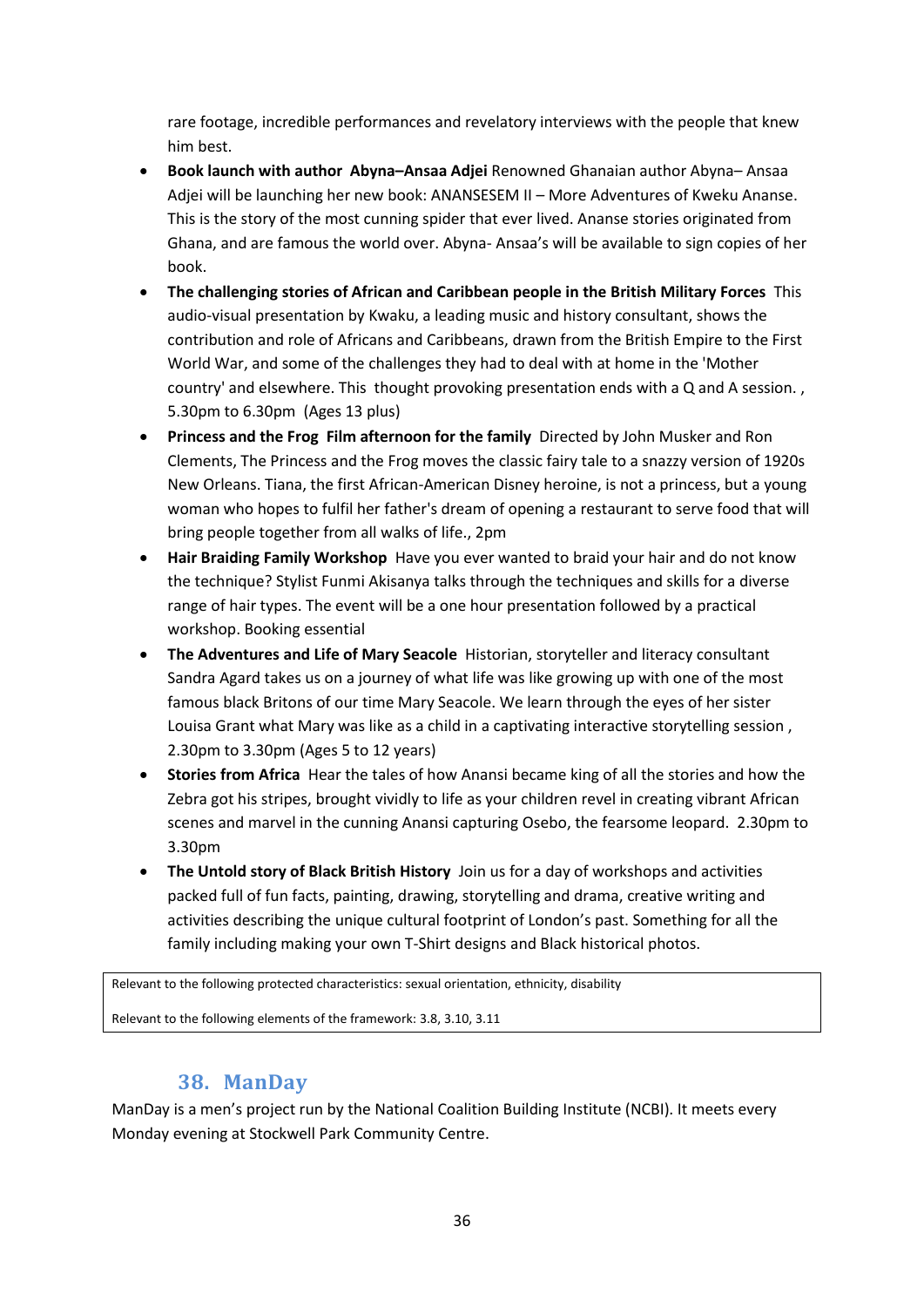rare footage, incredible performances and revelatory interviews with the people that knew him best.

- **Book launch with author Abyna–Ansaa Adjei** Renowned Ghanaian author Abyna– Ansaa Adjei will be launching her new book: ANANSESEM II – More Adventures of Kweku Ananse. This is the story of the most cunning spider that ever lived. Ananse stories originated from Ghana, and are famous the world over. Abyna- Ansaa's will be available to sign copies of her book.
- **The challenging stories of African and Caribbean people in the British Military Forces** This audio-visual presentation by Kwaku, a leading music and history consultant, shows the contribution and role of Africans and Caribbeans, drawn from the British Empire to the First World War, and some of the challenges they had to deal with at home in the 'Mother country' and elsewhere. This thought provoking presentation ends with a Q and A session. , 5.30pm to 6.30pm (Ages 13 plus)
- **Princess and the Frog Film afternoon for the family** Directed by John Musker and Ron Clements, The Princess and the Frog moves the classic fairy tale to a snazzy version of 1920s New Orleans. Tiana, the first African-American Disney heroine, is not a princess, but a young woman who hopes to fulfil her father's dream of opening a restaurant to serve food that will bring people together from all walks of life., 2pm
- **Hair Braiding Family Workshop** Have you ever wanted to braid your hair and do not know the technique? Stylist Funmi Akisanya talks through the techniques and skills for a diverse range of hair types. The event will be a one hour presentation followed by a practical workshop. Booking essential
- **The Adventures and Life of Mary Seacole** Historian, storyteller and literacy consultant Sandra Agard takes us on a journey of what life was like growing up with one of the most famous black Britons of our time Mary Seacole. We learn through the eyes of her sister Louisa Grant what Mary was like as a child in a captivating interactive storytelling session , 2.30pm to 3.30pm (Ages 5 to 12 years)
- **Stories from Africa** Hear the tales of how Anansi became king of all the stories and how the Zebra got his stripes, brought vividly to life as your children revel in creating vibrant African scenes and marvel in the cunning Anansi capturing Osebo, the fearsome leopard. 2.30pm to 3.30pm
- **The Untold story of Black British History** Join us for a day of workshops and activities packed full of fun facts, painting, drawing, storytelling and drama, creative writing and activities describing the unique cultural footprint of London's past. Something for all the family including making your own T-Shirt designs and Black historical photos.

| Relevant to the following protected characteristics: sexual orientation, ethnicity, disability |
| --- |
| Relevant to the following elements of the framework: 3.8, 3.10, 3.11 |

## 38. ManDay

ManDay is a men's project run by the National Coalition Building Institute (NCBI). It meets every Monday evening at Stockwell Park Community Centre.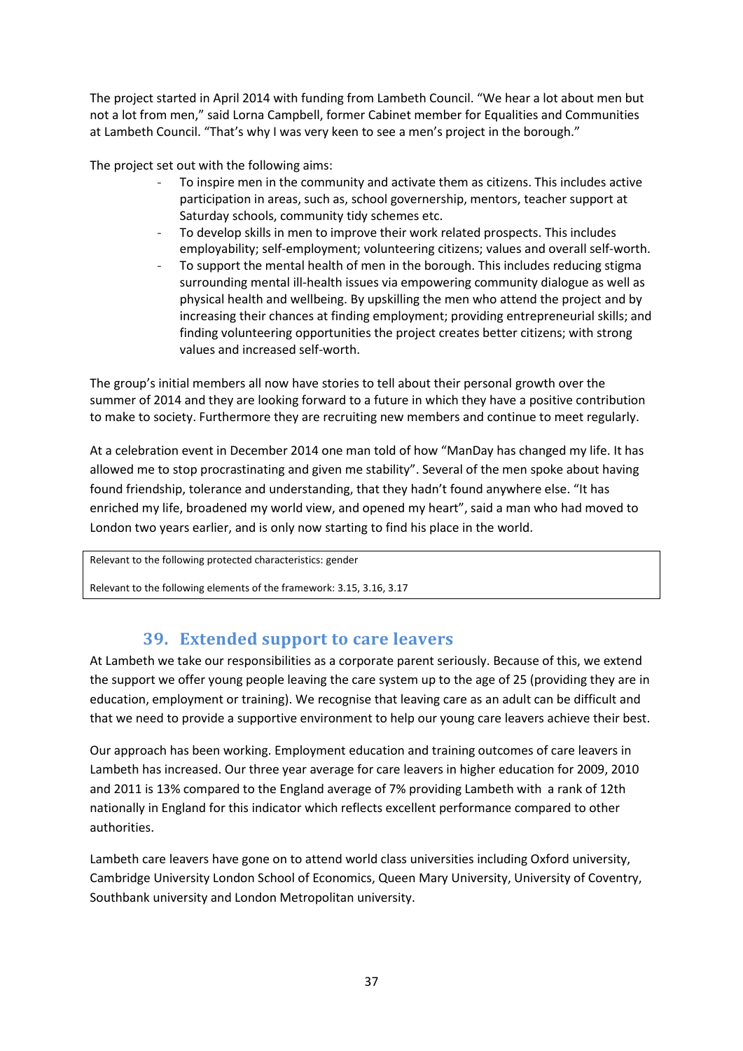The project started in April 2014 with funding from Lambeth Council. "We hear a lot about men but not a lot from men," said Lorna Campbell, former Cabinet member for Equalities and Communities at Lambeth Council. "That's why I was very keen to see a men's project in the borough."

The project set out with the following aims:

- To inspire men in the community and activate them as citizens. This includes active participation in areas, such as, school governership, mentors, teacher support at Saturday schools, community tidy schemes etc.
- To develop skills in men to improve their work related prospects. This includes employability; self-employment; volunteering citizens; values and overall self-worth.
- To support the mental health of men in the borough. This includes reducing stigma surrounding mental ill-health issues via empowering community dialogue as well as physical health and wellbeing. By upskilling the men who attend the project and by increasing their chances at finding employment; providing entrepreneurial skills; and finding volunteering opportunities the project creates better citizens; with strong values and increased self-worth.

The group's initial members all now have stories to tell about their personal growth over the summer of 2014 and they are looking forward to a future in which they have a positive contribution to make to society. Furthermore they are recruiting new members and continue to meet regularly.

At a celebration event in December 2014 one man told of how "ManDay has changed my life. It has allowed me to stop procrastinating and given me stability". Several of the men spoke about having found friendship, tolerance and understanding, that they hadn't found anywhere else. "It has enriched my life, broadened my world view, and opened my heart", said a man who had moved to London two years earlier, and is only now starting to find his place in the world.

Relevant to the following protected characteristics: gender

Relevant to the following elements of the framework: 3.15, 3.16, 3.17

## 39. Extended support to care leavers

At Lambeth we take our responsibilities as a corporate parent seriously. Because of this, we extend the support we offer young people leaving the care system up to the age of 25 (providing they are in education, employment or training). We recognise that leaving care as an adult can be difficult and that we need to provide a supportive environment to help our young care leavers achieve their best.

Our approach has been working. Employment education and training outcomes of care leavers in Lambeth has increased. Our three year average for care leavers in higher education for 2009, 2010 and 2011 is 13% compared to the England average of 7% providing Lambeth with a rank of 12th nationally in England for this indicator which reflects excellent performance compared to other authorities.

Lambeth care leavers have gone on to attend world class universities including Oxford university, Cambridge University London School of Economics, Queen Mary University, University of Coventry, Southbank university and London Metropolitan university.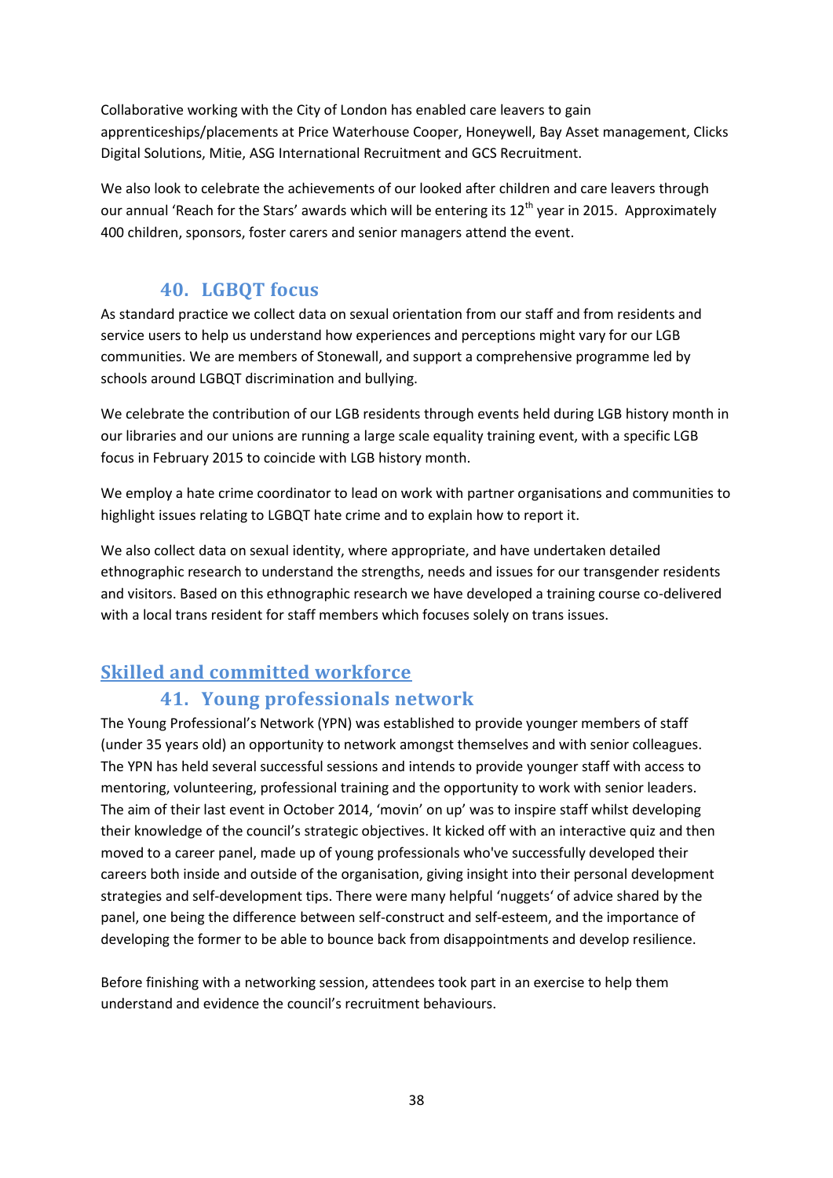Collaborative working with the City of London has enabled care leavers to gain apprenticeships/placements at Price Waterhouse Cooper, Honeywell, Bay Asset management, Clicks Digital Solutions, Mitie, ASG International Recruitment and GCS Recruitment.

We also look to celebrate the achievements of our looked after children and care leavers through our annual 'Reach for the Stars' awards which will be entering its 12th year in 2015. Approximately 400 children, sponsors, foster carers and senior managers attend the event.

### 40. LGBQT focus

As standard practice we collect data on sexual orientation from our staff and from residents and service users to help us understand how experiences and perceptions might vary for our LGB communities. We are members of Stonewall, and support a comprehensive programme led by schools around LGBQT discrimination and bullying.

We celebrate the contribution of our LGB residents through events held during LGB history month in our libraries and our unions are running a large scale equality training event, with a specific LGB focus in February 2015 to coincide with LGB history month.

We employ a hate crime coordinator to lead on work with partner organisations and communities to highlight issues relating to LGBQT hate crime and to explain how to report it.

We also collect data on sexual identity, where appropriate, and have undertaken detailed ethnographic research to understand the strengths, needs and issues for our transgender residents and visitors. Based on this ethnographic research we have developed a training course co-delivered with a local trans resident for staff members which focuses solely on trans issues.

## Skilled and committed workforce

### 41. Young professionals network

The Young Professional's Network (YPN) was established to provide younger members of staff (under 35 years old) an opportunity to network amongst themselves and with senior colleagues. The YPN has held several successful sessions and intends to provide younger staff with access to mentoring, volunteering, professional training and the opportunity to work with senior leaders. The aim of their last event in October 2014, 'movin' on up' was to inspire staff whilst developing their knowledge of the council's strategic objectives. It kicked off with an interactive quiz and then moved to a career panel, made up of young professionals who've successfully developed their careers both inside and outside of the organisation, giving insight into their personal development strategies and self-development tips. There were many helpful 'nuggets' of advice shared by the panel, one being the difference between self-construct and self-esteem, and the importance of developing the former to be able to bounce back from disappointments and develop resilience.

Before finishing with a networking session, attendees took part in an exercise to help them understand and evidence the council's recruitment behaviours.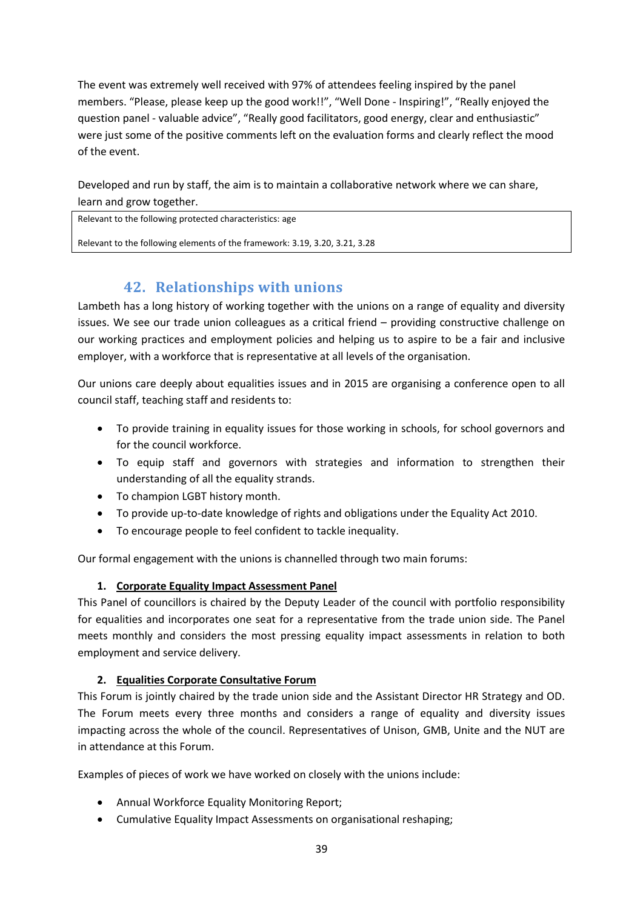The event was extremely well received with 97% of attendees feeling inspired by the panel members. "Please, please keep up the good work!!", "Well Done - Inspiring!", "Really enjoyed the question panel - valuable advice", "Really good facilitators, good energy, clear and enthusiastic" were just some of the positive comments left on the evaluation forms and clearly reflect the mood of the event.

Developed and run by staff, the aim is to maintain a collaborative network where we can share, learn and grow together.

> Relevant to the following protected characteristics: age
>
> Relevant to the following elements of the framework: 3.19, 3.20, 3.21, 3.28

## 42. Relationships with unions

Lambeth has a long history of working together with the unions on a range of equality and diversity issues. We see our trade union colleagues as a critical friend – providing constructive challenge on our working practices and employment policies and helping us to aspire to be a fair and inclusive employer, with a workforce that is representative at all levels of the organisation.

Our unions care deeply about equalities issues and in 2015 are organising a conference open to all council staff, teaching staff and residents to:

- To provide training in equality issues for those working in schools, for school governors and for the council workforce.
- To equip staff and governors with strategies and information to strengthen their understanding of all the equality strands.
- To champion LGBT history month.
- To provide up-to-date knowledge of rights and obligations under the Equality Act 2010.
- To encourage people to feel confident to tackle inequality.

Our formal engagement with the unions is channelled through two main forums:

1. **Corporate Equality Impact Assessment Panel**

This Panel of councillors is chaired by the Deputy Leader of the council with portfolio responsibility for equalities and incorporates one seat for a representative from the trade union side. The Panel meets monthly and considers the most pressing equality impact assessments in relation to both employment and service delivery.

2. **Equalities Corporate Consultative Forum**

This Forum is jointly chaired by the trade union side and the Assistant Director HR Strategy and OD. The Forum meets every three months and considers a range of equality and diversity issues impacting across the whole of the council. Representatives of Unison, GMB, Unite and the NUT are in attendance at this Forum.

Examples of pieces of work we have worked on closely with the unions include:

- Annual Workforce Equality Monitoring Report;
- Cumulative Equality Impact Assessments on organisational reshaping;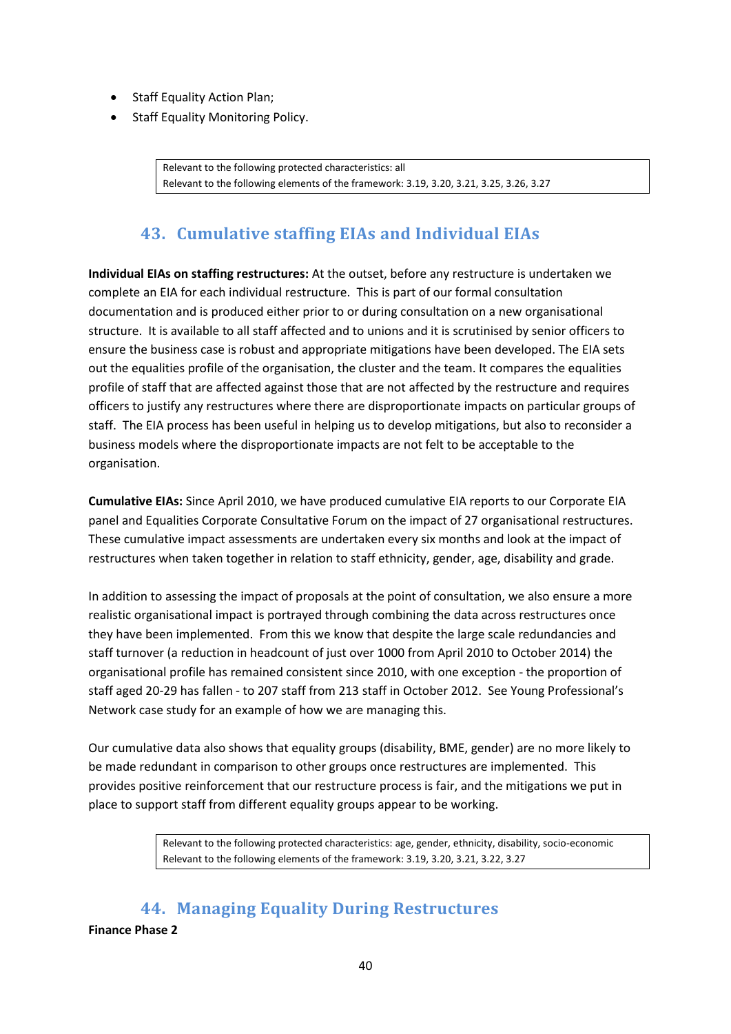- Staff Equality Action Plan;
- Staff Equality Monitoring Policy.

> Relevant to the following protected characteristics: all
> Relevant to the following elements of the framework: 3.19, 3.20, 3.21, 3.25, 3.26, 3.27

## 43. Cumulative staffing EIAs and Individual EIAs

**Individual EIAs on staffing restructures:** At the outset, before any restructure is undertaken we complete an EIA for each individual restructure. This is part of our formal consultation documentation and is produced either prior to or during consultation on a new organisational structure. It is available to all staff affected and to unions and it is scrutinised by senior officers to ensure the business case is robust and appropriate mitigations have been developed. The EIA sets out the equalities profile of the organisation, the cluster and the team. It compares the equalities profile of staff that are affected against those that are not affected by the restructure and requires officers to justify any restructures where there are disproportionate impacts on particular groups of staff. The EIA process has been useful in helping us to develop mitigations, but also to reconsider a business models where the disproportionate impacts are not felt to be acceptable to the organisation.

**Cumulative EIAs:** Since April 2010, we have produced cumulative EIA reports to our Corporate EIA panel and Equalities Corporate Consultative Forum on the impact of 27 organisational restructures. These cumulative impact assessments are undertaken every six months and look at the impact of restructures when taken together in relation to staff ethnicity, gender, age, disability and grade.

In addition to assessing the impact of proposals at the point of consultation, we also ensure a more realistic organisational impact is portrayed through combining the data across restructures once they have been implemented. From this we know that despite the large scale redundancies and staff turnover (a reduction in headcount of just over 1000 from April 2010 to October 2014) the organisational profile has remained consistent since 2010, with one exception - the proportion of staff aged 20-29 has fallen - to 207 staff from 213 staff in October 2012. See Young Professional's Network case study for an example of how we are managing this.

Our cumulative data also shows that equality groups (disability, BME, gender) are no more likely to be made redundant in comparison to other groups once restructures are implemented. This provides positive reinforcement that our restructure process is fair, and the mitigations we put in place to support staff from different equality groups appear to be working.

> Relevant to the following protected characteristics: age, gender, ethnicity, disability, socio-economic
> Relevant to the following elements of the framework: 3.19, 3.20, 3.21, 3.22, 3.27

## 44. Managing Equality During Restructures

**Finance Phase 2**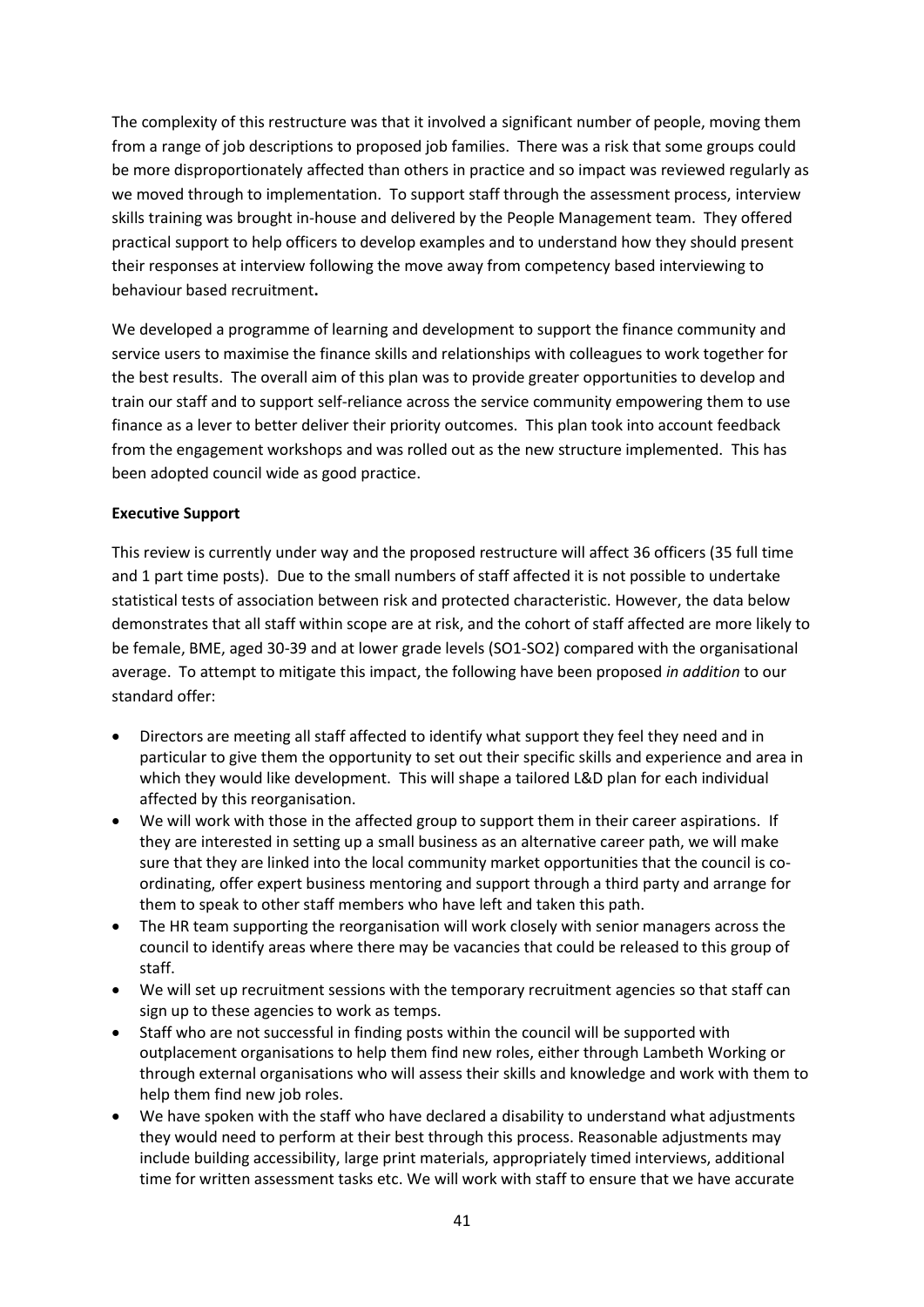The complexity of this restructure was that it involved a significant number of people, moving them from a range of job descriptions to proposed job families. There was a risk that some groups could be more disproportionately affected than others in practice and so impact was reviewed regularly as we moved through to implementation. To support staff through the assessment process, interview skills training was brought in-house and delivered by the People Management team. They offered practical support to help officers to develop examples and to understand how they should present their responses at interview following the move away from competency based interviewing to behaviour based recruitment**.**

We developed a programme of learning and development to support the finance community and service users to maximise the finance skills and relationships with colleagues to work together for the best results. The overall aim of this plan was to provide greater opportunities to develop and train our staff and to support self-reliance across the service community empowering them to use finance as a lever to better deliver their priority outcomes. This plan took into account feedback from the engagement workshops and was rolled out as the new structure implemented. This has been adopted council wide as good practice.

**Executive Support**

This review is currently under way and the proposed restructure will affect 36 officers (35 full time and 1 part time posts). Due to the small numbers of staff affected it is not possible to undertake statistical tests of association between risk and protected characteristic. However, the data below demonstrates that all staff within scope are at risk, and the cohort of staff affected are more likely to be female, BME, aged 30-39 and at lower grade levels (SO1-SO2) compared with the organisational average. To attempt to mitigate this impact, the following have been proposed *in addition* to our standard offer:

- Directors are meeting all staff affected to identify what support they feel they need and in particular to give them the opportunity to set out their specific skills and experience and area in which they would like development. This will shape a tailored L&D plan for each individual affected by this reorganisation.
- We will work with those in the affected group to support them in their career aspirations. If they are interested in setting up a small business as an alternative career path, we will make sure that they are linked into the local community market opportunities that the council is co-ordinating, offer expert business mentoring and support through a third party and arrange for them to speak to other staff members who have left and taken this path.
- The HR team supporting the reorganisation will work closely with senior managers across the council to identify areas where there may be vacancies that could be released to this group of staff.
- We will set up recruitment sessions with the temporary recruitment agencies so that staff can sign up to these agencies to work as temps.
- Staff who are not successful in finding posts within the council will be supported with outplacement organisations to help them find new roles, either through Lambeth Working or through external organisations who will assess their skills and knowledge and work with them to help them find new job roles.
- We have spoken with the staff who have declared a disability to understand what adjustments they would need to perform at their best through this process. Reasonable adjustments may include building accessibility, large print materials, appropriately timed interviews, additional time for written assessment tasks etc. We will work with staff to ensure that we have accurate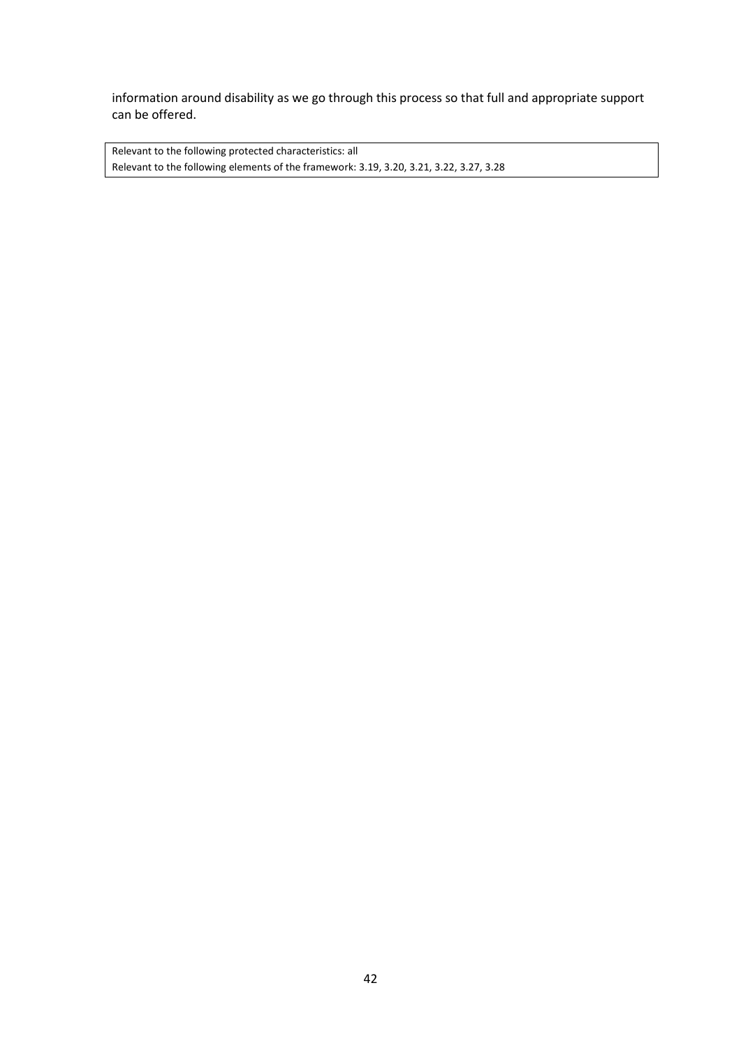information around disability as we go through this process so that full and appropriate support can be offered.

| |
|---|
| Relevant to the following protected characteristics: all<br>Relevant to the following elements of the framework: 3.19, 3.20, 3.21, 3.22, 3.27, 3.28 |